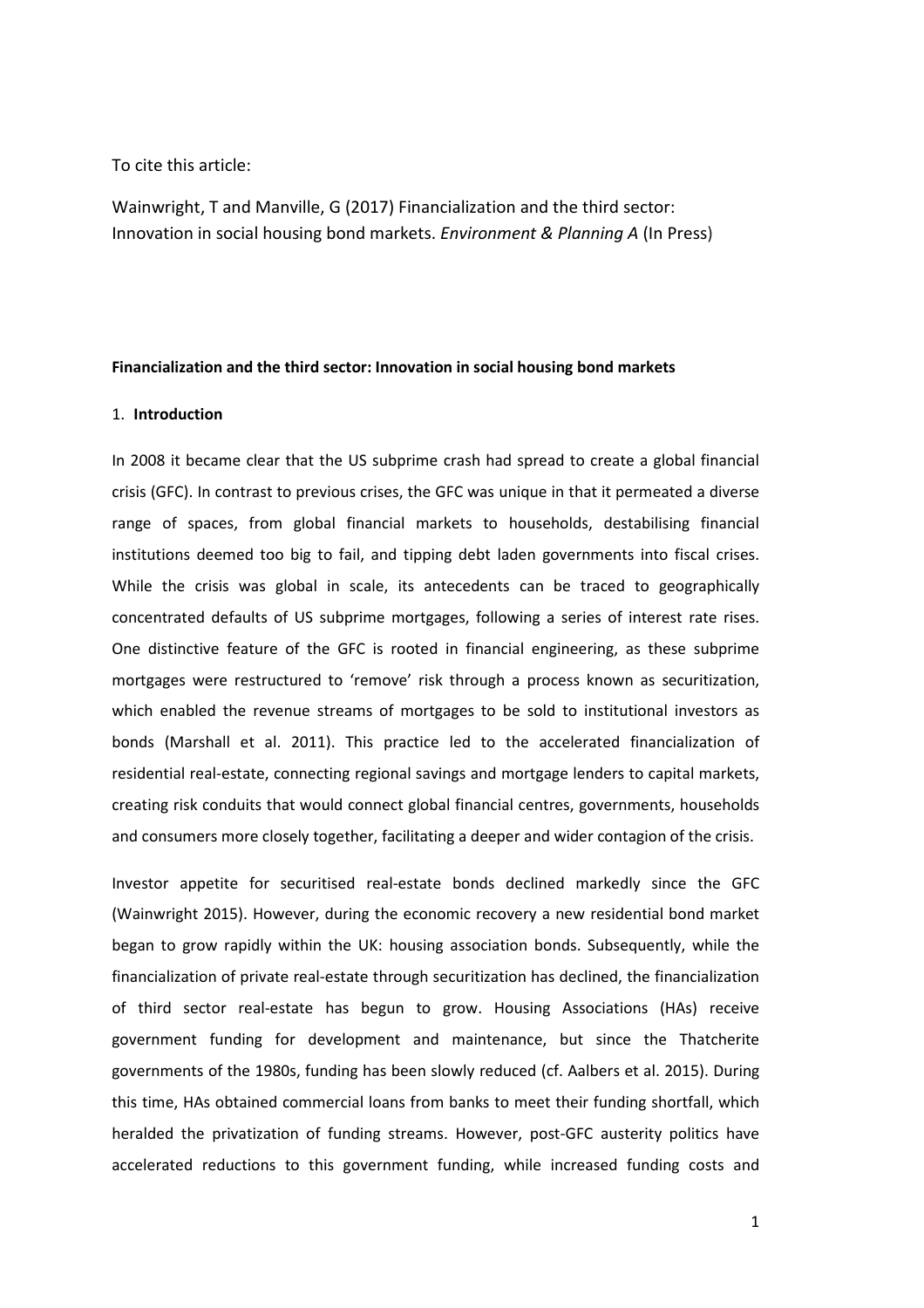To cite this article:

Wainwright, T and Manville, G (2017) Financialization and the third sector: Innovation in social housing bond markets. *Environment & Planning A* (In Press)

**Financialization and the third sector: Innovation in social housing bond markets**

## 1. Introduction

In 2008 it became clear that the US subprime crash had spread to create a global financial crisis (GFC). In contrast to previous crises, the GFC was unique in that it permeated a diverse range of spaces, from global financial markets to households, destabilising financial institutions deemed too big to fail, and tipping debt laden governments into fiscal crises. While the crisis was global in scale, its antecedents can be traced to geographically concentrated defaults of US subprime mortgages, following a series of interest rate rises. One distinctive feature of the GFC is rooted in financial engineering, as these subprime mortgages were restructured to 'remove' risk through a process known as securitization, which enabled the revenue streams of mortgages to be sold to institutional investors as bonds (Marshall et al. 2011). This practice led to the accelerated financialization of residential real-estate, connecting regional savings and mortgage lenders to capital markets, creating risk conduits that would connect global financial centres, governments, households and consumers more closely together, facilitating a deeper and wider contagion of the crisis.

Investor appetite for securitised real-estate bonds declined markedly since the GFC (Wainwright 2015). However, during the economic recovery a new residential bond market began to grow rapidly within the UK: housing association bonds. Subsequently, while the financialization of private real-estate through securitization has declined, the financialization of third sector real-estate has begun to grow. Housing Associations (HAs) receive government funding for development and maintenance, but since the Thatcherite governments of the 1980s, funding has been slowly reduced (cf. Aalbers et al. 2015). During this time, HAs obtained commercial loans from banks to meet their funding shortfall, which heralded the privatization of funding streams. However, post-GFC austerity politics have accelerated reductions to this government funding, while increased funding costs and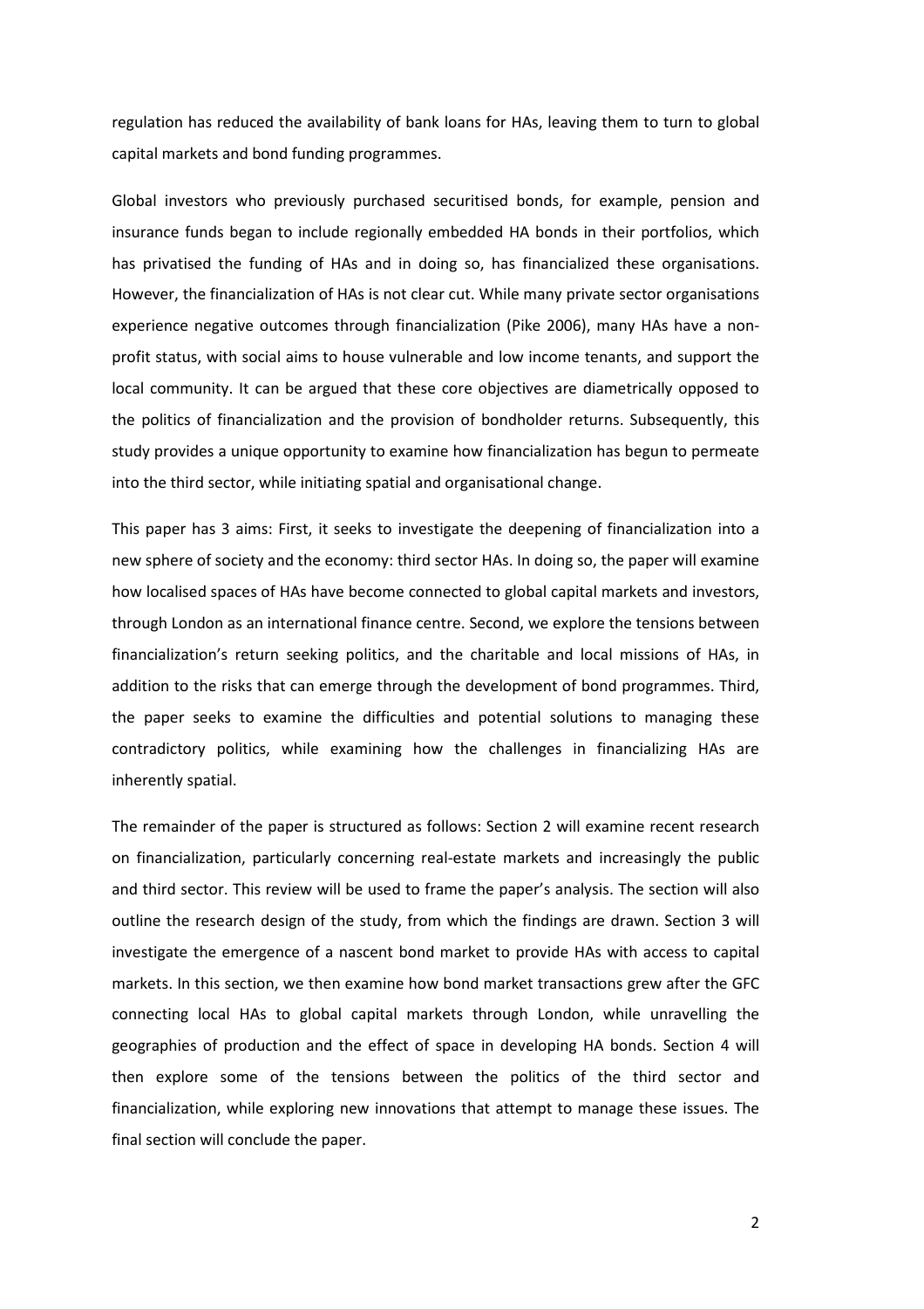regulation has reduced the availability of bank loans for HAs, leaving them to turn to global capital markets and bond funding programmes.

Global investors who previously purchased securitised bonds, for example, pension and insurance funds began to include regionally embedded HA bonds in their portfolios, which has privatised the funding of HAs and in doing so, has financialized these organisations. However, the financialization of HAs is not clear cut. While many private sector organisations experience negative outcomes through financialization (Pike 2006), many HAs have a non-profit status, with social aims to house vulnerable and low income tenants, and support the local community. It can be argued that these core objectives are diametrically opposed to the politics of financialization and the provision of bondholder returns. Subsequently, this study provides a unique opportunity to examine how financialization has begun to permeate into the third sector, while initiating spatial and organisational change.

This paper has 3 aims: First, it seeks to investigate the deepening of financialization into a new sphere of society and the economy: third sector HAs. In doing so, the paper will examine how localised spaces of HAs have become connected to global capital markets and investors, through London as an international finance centre. Second, we explore the tensions between financialization's return seeking politics, and the charitable and local missions of HAs, in addition to the risks that can emerge through the development of bond programmes. Third, the paper seeks to examine the difficulties and potential solutions to managing these contradictory politics, while examining how the challenges in financializing HAs are inherently spatial.

The remainder of the paper is structured as follows: Section 2 will examine recent research on financialization, particularly concerning real-estate markets and increasingly the public and third sector. This review will be used to frame the paper's analysis. The section will also outline the research design of the study, from which the findings are drawn. Section 3 will investigate the emergence of a nascent bond market to provide HAs with access to capital markets. In this section, we then examine how bond market transactions grew after the GFC connecting local HAs to global capital markets through London, while unravelling the geographies of production and the effect of space in developing HA bonds. Section 4 will then explore some of the tensions between the politics of the third sector and financialization, while exploring new innovations that attempt to manage these issues. The final section will conclude the paper.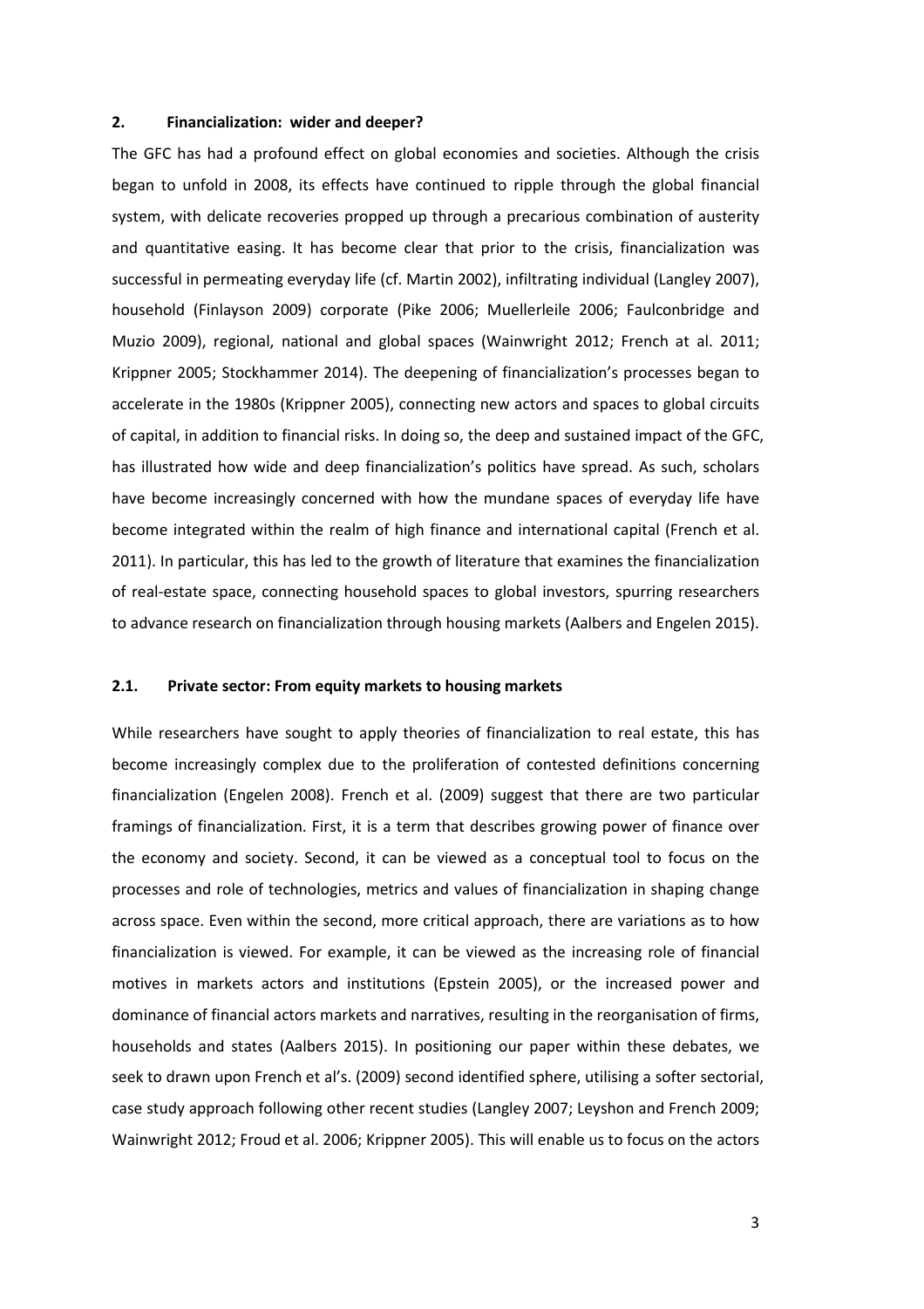## 2. Financialization: wider and deeper?

The GFC has had a profound effect on global economies and societies. Although the crisis began to unfold in 2008, its effects have continued to ripple through the global financial system, with delicate recoveries propped up through a precarious combination of austerity and quantitative easing. It has become clear that prior to the crisis, financialization was successful in permeating everyday life (cf. Martin 2002), infiltrating individual (Langley 2007), household (Finlayson 2009) corporate (Pike 2006; Muellerleile 2006; Faulconbridge and Muzio 2009), regional, national and global spaces (Wainwright 2012; French at al. 2011; Krippner 2005; Stockhammer 2014). The deepening of financialization's processes began to accelerate in the 1980s (Krippner 2005), connecting new actors and spaces to global circuits of capital, in addition to financial risks. In doing so, the deep and sustained impact of the GFC, has illustrated how wide and deep financialization's politics have spread. As such, scholars have become increasingly concerned with how the mundane spaces of everyday life have become integrated within the realm of high finance and international capital (French et al. 2011). In particular, this has led to the growth of literature that examines the financialization of real-estate space, connecting household spaces to global investors, spurring researchers to advance research on financialization through housing markets (Aalbers and Engelen 2015).

### 2.1. Private sector: From equity markets to housing markets

While researchers have sought to apply theories of financialization to real estate, this has become increasingly complex due to the proliferation of contested definitions concerning financialization (Engelen 2008). French et al. (2009) suggest that there are two particular framings of financialization. First, it is a term that describes growing power of finance over the economy and society. Second, it can be viewed as a conceptual tool to focus on the processes and role of technologies, metrics and values of financialization in shaping change across space. Even within the second, more critical approach, there are variations as to how financialization is viewed. For example, it can be viewed as the increasing role of financial motives in markets actors and institutions (Epstein 2005), or the increased power and dominance of financial actors markets and narratives, resulting in the reorganisation of firms, households and states (Aalbers 2015). In positioning our paper within these debates, we seek to drawn upon French et al's. (2009) second identified sphere, utilising a softer sectorial, case study approach following other recent studies (Langley 2007; Leyshon and French 2009; Wainwright 2012; Froud et al. 2006; Krippner 2005). This will enable us to focus on the actors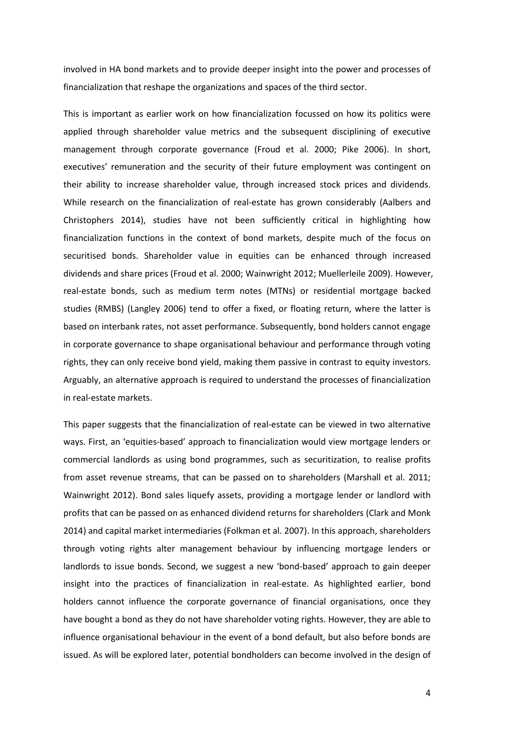involved in HA bond markets and to provide deeper insight into the power and processes of financialization that reshape the organizations and spaces of the third sector.

This is important as earlier work on how financialization focussed on how its politics were applied through shareholder value metrics and the subsequent disciplining of executive management through corporate governance (Froud et al. 2000; Pike 2006). In short, executives' remuneration and the security of their future employment was contingent on their ability to increase shareholder value, through increased stock prices and dividends. While research on the financialization of real-estate has grown considerably (Aalbers and Christophers 2014), studies have not been sufficiently critical in highlighting how financialization functions in the context of bond markets, despite much of the focus on securitised bonds. Shareholder value in equities can be enhanced through increased dividends and share prices (Froud et al. 2000; Wainwright 2012; Muellerleile 2009). However, real-estate bonds, such as medium term notes (MTNs) or residential mortgage backed studies (RMBS) (Langley 2006) tend to offer a fixed, or floating return, where the latter is based on interbank rates, not asset performance. Subsequently, bond holders cannot engage in corporate governance to shape organisational behaviour and performance through voting rights, they can only receive bond yield, making them passive in contrast to equity investors. Arguably, an alternative approach is required to understand the processes of financialization in real-estate markets.

This paper suggests that the financialization of real-estate can be viewed in two alternative ways. First, an 'equities-based' approach to financialization would view mortgage lenders or commercial landlords as using bond programmes, such as securitization, to realise profits from asset revenue streams, that can be passed on to shareholders (Marshall et al. 2011; Wainwright 2012). Bond sales liquefy assets, providing a mortgage lender or landlord with profits that can be passed on as enhanced dividend returns for shareholders (Clark and Monk 2014) and capital market intermediaries (Folkman et al. 2007). In this approach, shareholders through voting rights alter management behaviour by influencing mortgage lenders or landlords to issue bonds. Second, we suggest a new 'bond-based' approach to gain deeper insight into the practices of financialization in real-estate. As highlighted earlier, bond holders cannot influence the corporate governance of financial organisations, once they have bought a bond as they do not have shareholder voting rights. However, they are able to influence organisational behaviour in the event of a bond default, but also before bonds are issued. As will be explored later, potential bondholders can become involved in the design of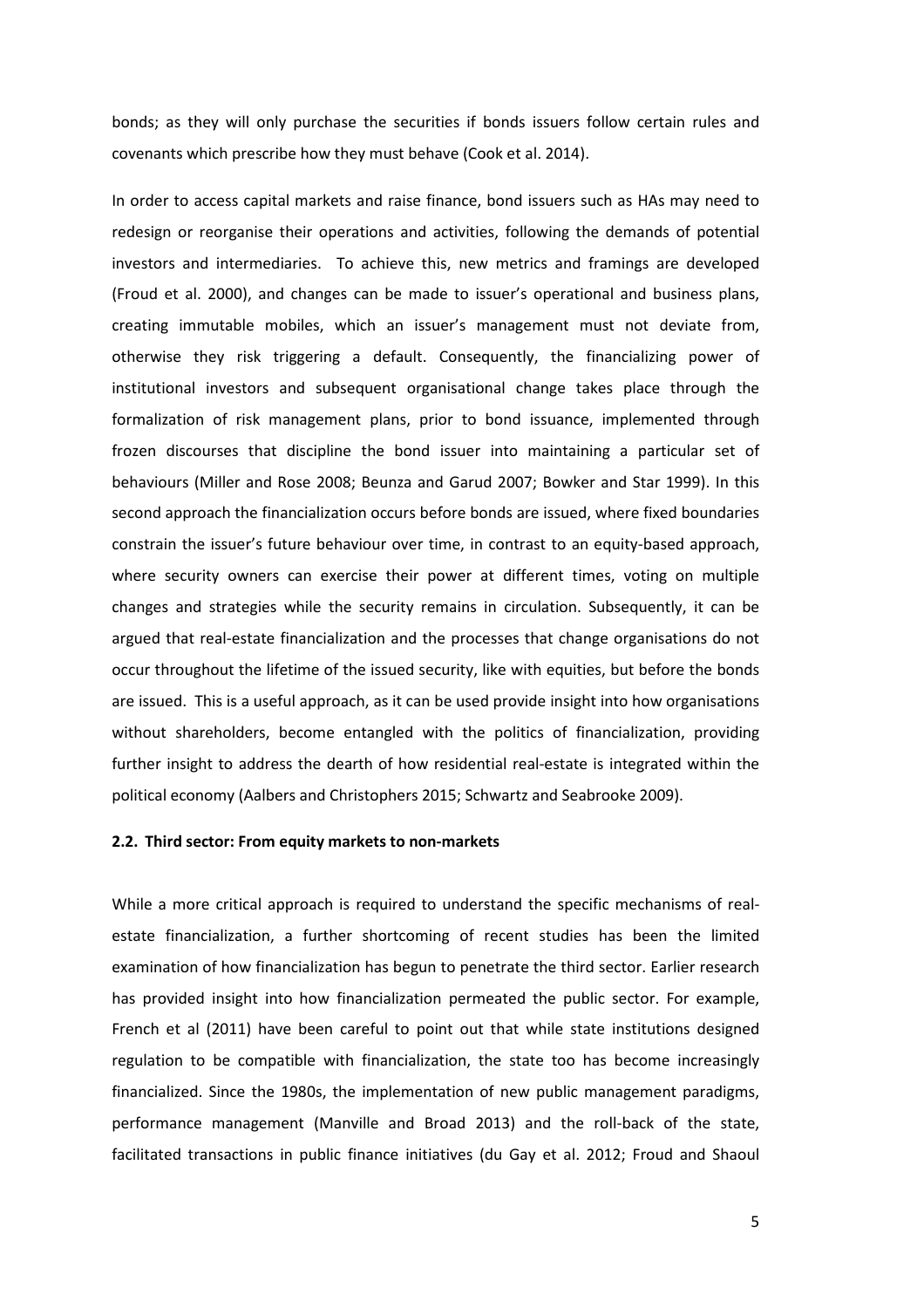bonds; as they will only purchase the securities if bonds issuers follow certain rules and covenants which prescribe how they must behave (Cook et al. 2014).

In order to access capital markets and raise finance, bond issuers such as HAs may need to redesign or reorganise their operations and activities, following the demands of potential investors and intermediaries. To achieve this, new metrics and framings are developed (Froud et al. 2000), and changes can be made to issuer's operational and business plans, creating immutable mobiles, which an issuer's management must not deviate from, otherwise they risk triggering a default. Consequently, the financializing power of institutional investors and subsequent organisational change takes place through the formalization of risk management plans, prior to bond issuance, implemented through frozen discourses that discipline the bond issuer into maintaining a particular set of behaviours (Miller and Rose 2008; Beunza and Garud 2007; Bowker and Star 1999). In this second approach the financialization occurs before bonds are issued, where fixed boundaries constrain the issuer's future behaviour over time, in contrast to an equity-based approach, where security owners can exercise their power at different times, voting on multiple changes and strategies while the security remains in circulation. Subsequently, it can be argued that real-estate financialization and the processes that change organisations do not occur throughout the lifetime of the issued security, like with equities, but before the bonds are issued. This is a useful approach, as it can be used provide insight into how organisations without shareholders, become entangled with the politics of financialization, providing further insight to address the dearth of how residential real-estate is integrated within the political economy (Aalbers and Christophers 2015; Schwartz and Seabrooke 2009).

### 2.2. Third sector: From equity markets to non-markets

While a more critical approach is required to understand the specific mechanisms of real-estate financialization, a further shortcoming of recent studies has been the limited examination of how financialization has begun to penetrate the third sector. Earlier research has provided insight into how financialization permeated the public sector. For example, French et al (2011) have been careful to point out that while state institutions designed regulation to be compatible with financialization, the state too has become increasingly financialized. Since the 1980s, the implementation of new public management paradigms, performance management (Manville and Broad 2013) and the roll-back of the state, facilitated transactions in public finance initiatives (du Gay et al. 2012; Froud and Shaoul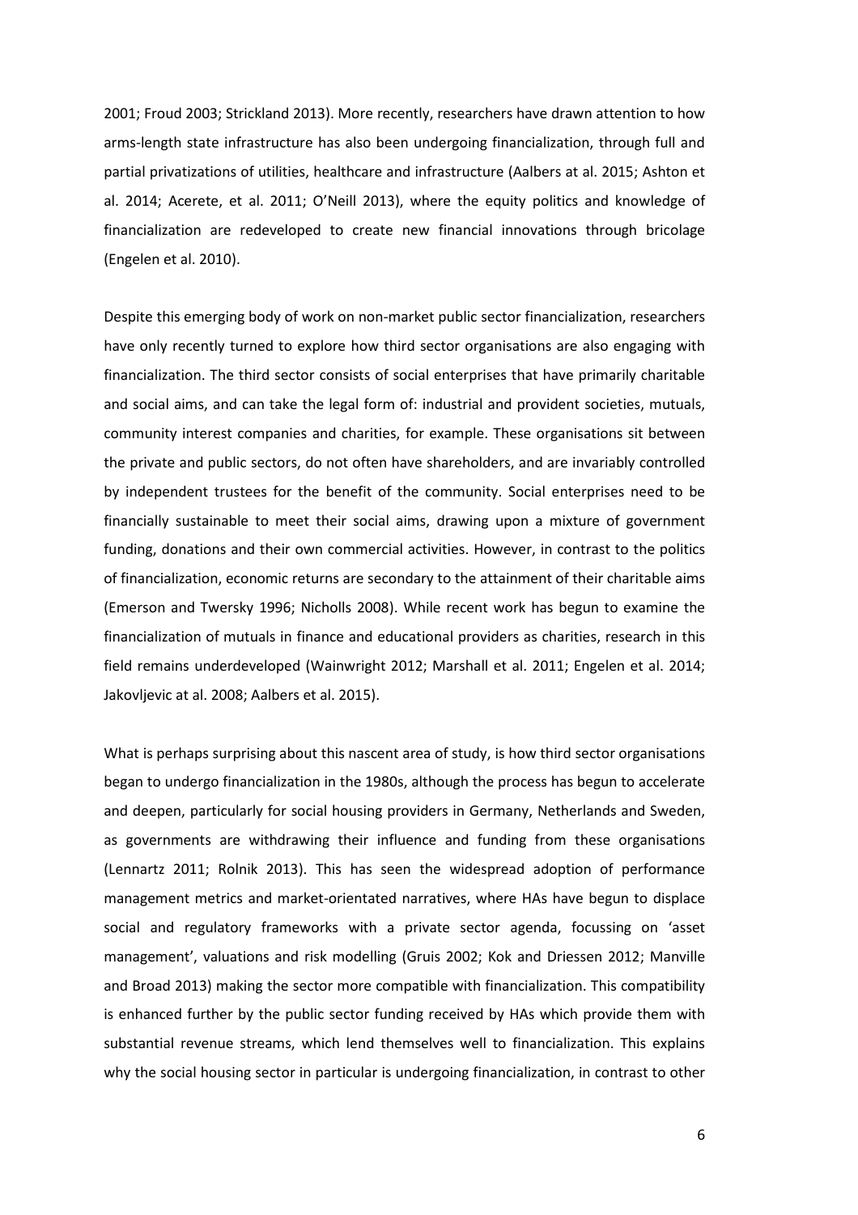2001; Froud 2003; Strickland 2013). More recently, researchers have drawn attention to how arms-length state infrastructure has also been undergoing financialization, through full and partial privatizations of utilities, healthcare and infrastructure (Aalbers at al. 2015; Ashton et al. 2014; Acerete, et al. 2011; O'Neill 2013), where the equity politics and knowledge of financialization are redeveloped to create new financial innovations through bricolage (Engelen et al. 2010).

Despite this emerging body of work on non-market public sector financialization, researchers have only recently turned to explore how third sector organisations are also engaging with financialization. The third sector consists of social enterprises that have primarily charitable and social aims, and can take the legal form of: industrial and provident societies, mutuals, community interest companies and charities, for example. These organisations sit between the private and public sectors, do not often have shareholders, and are invariably controlled by independent trustees for the benefit of the community. Social enterprises need to be financially sustainable to meet their social aims, drawing upon a mixture of government funding, donations and their own commercial activities. However, in contrast to the politics of financialization, economic returns are secondary to the attainment of their charitable aims (Emerson and Twersky 1996; Nicholls 2008). While recent work has begun to examine the financialization of mutuals in finance and educational providers as charities, research in this field remains underdeveloped (Wainwright 2012; Marshall et al. 2011; Engelen et al. 2014; Jakovljevic at al. 2008; Aalbers et al. 2015).

What is perhaps surprising about this nascent area of study, is how third sector organisations began to undergo financialization in the 1980s, although the process has begun to accelerate and deepen, particularly for social housing providers in Germany, Netherlands and Sweden, as governments are withdrawing their influence and funding from these organisations (Lennartz 2011; Rolnik 2013). This has seen the widespread adoption of performance management metrics and market-orientated narratives, where HAs have begun to displace social and regulatory frameworks with a private sector agenda, focussing on 'asset management', valuations and risk modelling (Gruis 2002; Kok and Driessen 2012; Manville and Broad 2013) making the sector more compatible with financialization. This compatibility is enhanced further by the public sector funding received by HAs which provide them with substantial revenue streams, which lend themselves well to financialization. This explains why the social housing sector in particular is undergoing financialization, in contrast to other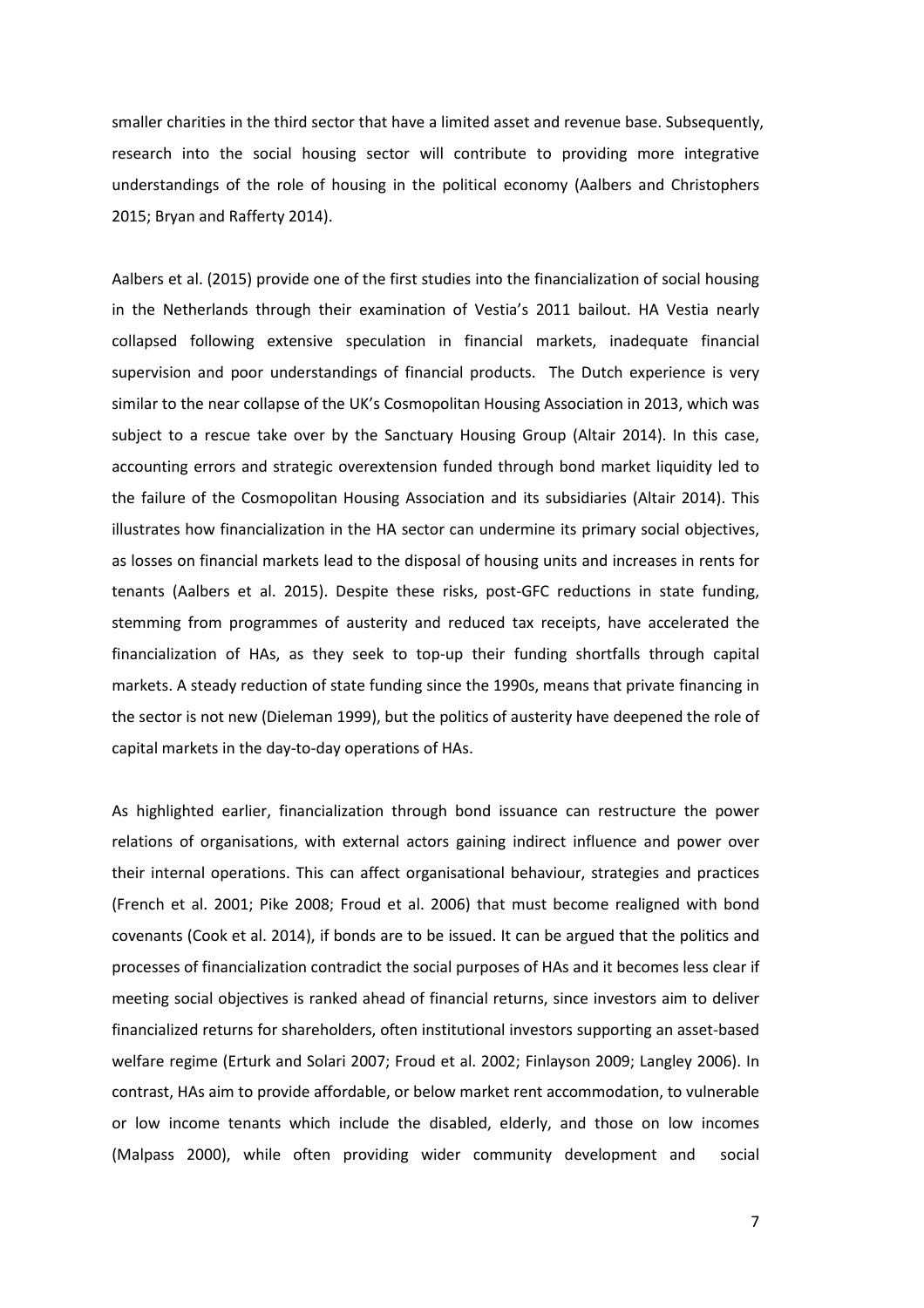smaller charities in the third sector that have a limited asset and revenue base. Subsequently, research into the social housing sector will contribute to providing more integrative understandings of the role of housing in the political economy (Aalbers and Christophers 2015; Bryan and Rafferty 2014).

Aalbers et al. (2015) provide one of the first studies into the financialization of social housing in the Netherlands through their examination of Vestia's 2011 bailout. HA Vestia nearly collapsed following extensive speculation in financial markets, inadequate financial supervision and poor understandings of financial products. The Dutch experience is very similar to the near collapse of the UK's Cosmopolitan Housing Association in 2013, which was subject to a rescue take over by the Sanctuary Housing Group (Altair 2014). In this case, accounting errors and strategic overextension funded through bond market liquidity led to the failure of the Cosmopolitan Housing Association and its subsidiaries (Altair 2014). This illustrates how financialization in the HA sector can undermine its primary social objectives, as losses on financial markets lead to the disposal of housing units and increases in rents for tenants (Aalbers et al. 2015). Despite these risks, post-GFC reductions in state funding, stemming from programmes of austerity and reduced tax receipts, have accelerated the financialization of HAs, as they seek to top-up their funding shortfalls through capital markets. A steady reduction of state funding since the 1990s, means that private financing in the sector is not new (Dieleman 1999), but the politics of austerity have deepened the role of capital markets in the day-to-day operations of HAs.

As highlighted earlier, financialization through bond issuance can restructure the power relations of organisations, with external actors gaining indirect influence and power over their internal operations. This can affect organisational behaviour, strategies and practices (French et al. 2001; Pike 2008; Froud et al. 2006) that must become realigned with bond covenants (Cook et al. 2014), if bonds are to be issued. It can be argued that the politics and processes of financialization contradict the social purposes of HAs and it becomes less clear if meeting social objectives is ranked ahead of financial returns, since investors aim to deliver financialized returns for shareholders, often institutional investors supporting an asset-based welfare regime (Erturk and Solari 2007; Froud et al. 2002; Finlayson 2009; Langley 2006). In contrast, HAs aim to provide affordable, or below market rent accommodation, to vulnerable or low income tenants which include the disabled, elderly, and those on low incomes (Malpass 2000), while often providing wider community development and social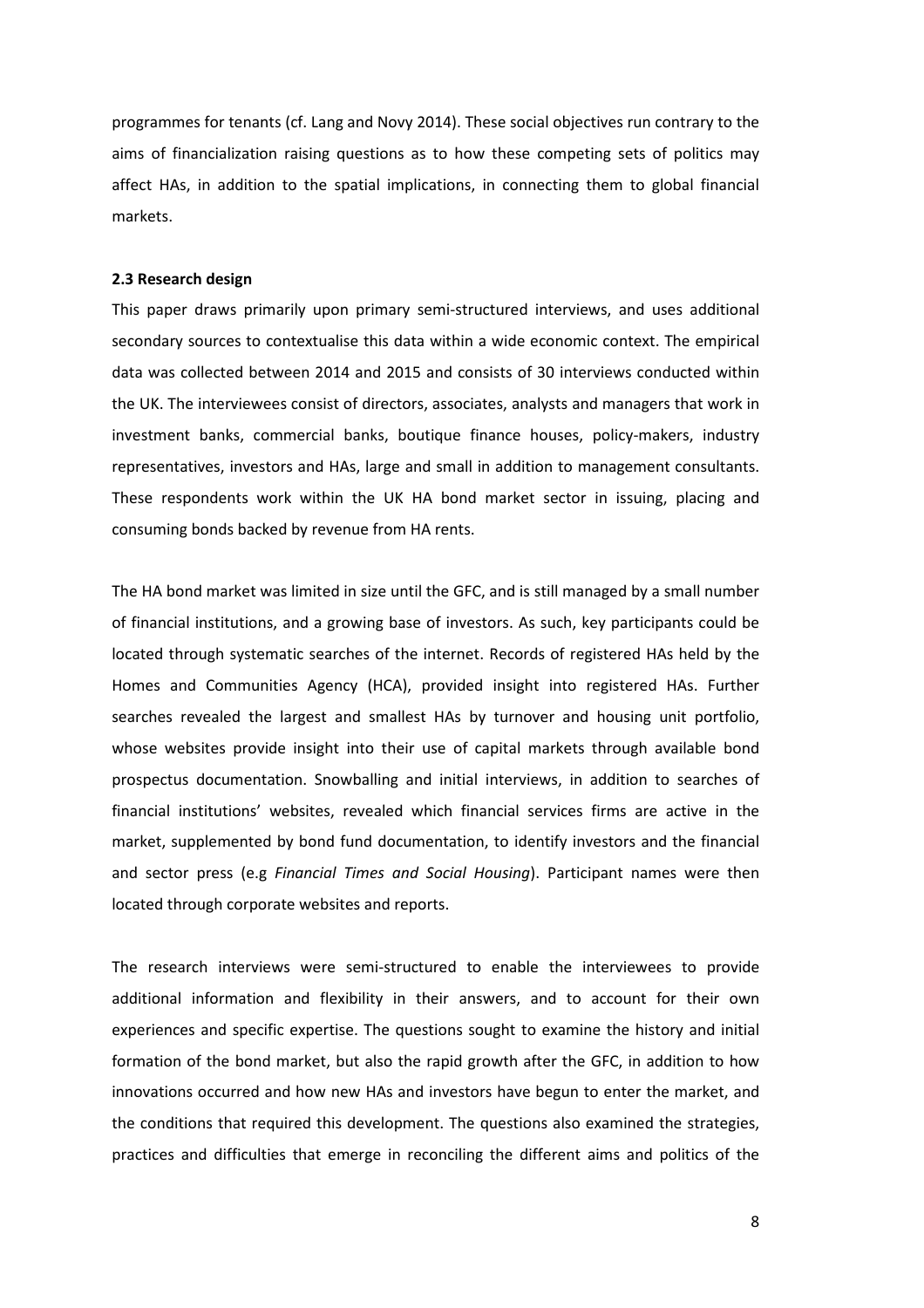programmes for tenants (cf. Lang and Novy 2014). These social objectives run contrary to the aims of financialization raising questions as to how these competing sets of politics may affect HAs, in addition to the spatial implications, in connecting them to global financial markets.

### 2.3 Research design

This paper draws primarily upon primary semi-structured interviews, and uses additional secondary sources to contextualise this data within a wide economic context. The empirical data was collected between 2014 and 2015 and consists of 30 interviews conducted within the UK. The interviewees consist of directors, associates, analysts and managers that work in investment banks, commercial banks, boutique finance houses, policy-makers, industry representatives, investors and HAs, large and small in addition to management consultants. These respondents work within the UK HA bond market sector in issuing, placing and consuming bonds backed by revenue from HA rents.

The HA bond market was limited in size until the GFC, and is still managed by a small number of financial institutions, and a growing base of investors. As such, key participants could be located through systematic searches of the internet. Records of registered HAs held by the Homes and Communities Agency (HCA), provided insight into registered HAs. Further searches revealed the largest and smallest HAs by turnover and housing unit portfolio, whose websites provide insight into their use of capital markets through available bond prospectus documentation. Snowballing and initial interviews, in addition to searches of financial institutions' websites, revealed which financial services firms are active in the market, supplemented by bond fund documentation, to identify investors and the financial and sector press (e.g *Financial Times and Social Housing*). Participant names were then located through corporate websites and reports.

The research interviews were semi-structured to enable the interviewees to provide additional information and flexibility in their answers, and to account for their own experiences and specific expertise. The questions sought to examine the history and initial formation of the bond market, but also the rapid growth after the GFC, in addition to how innovations occurred and how new HAs and investors have begun to enter the market, and the conditions that required this development. The questions also examined the strategies, practices and difficulties that emerge in reconciling the different aims and politics of the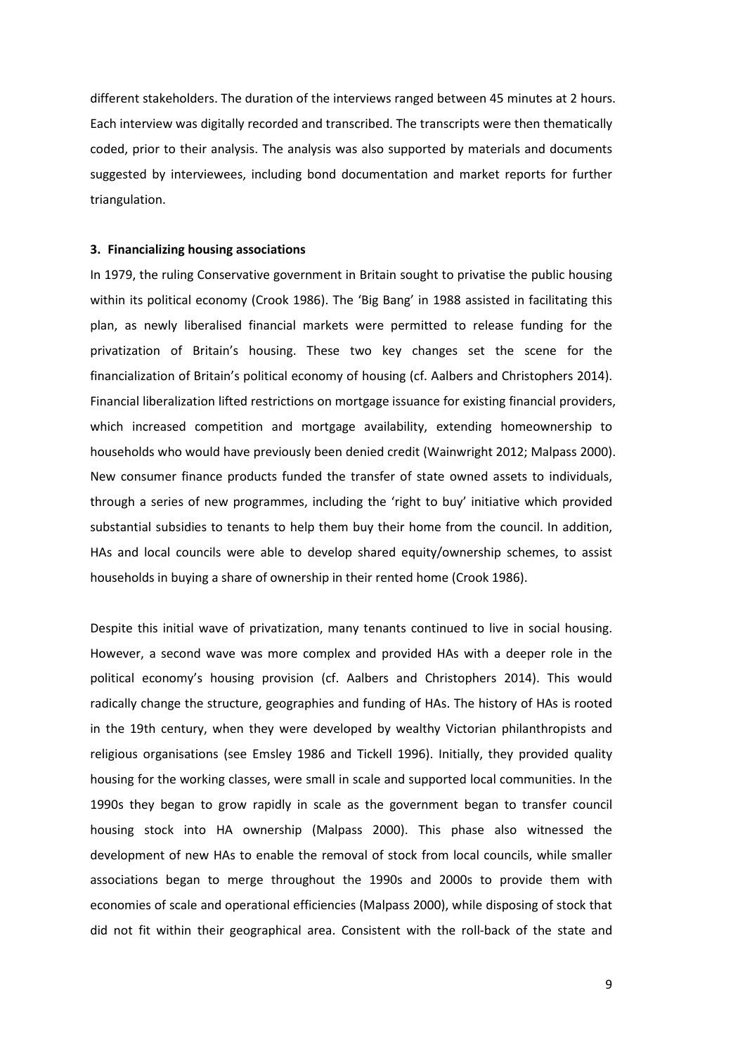different stakeholders. The duration of the interviews ranged between 45 minutes at 2 hours. Each interview was digitally recorded and transcribed. The transcripts were then thematically coded, prior to their analysis. The analysis was also supported by materials and documents suggested by interviewees, including bond documentation and market reports for further triangulation.

### 3. Financializing housing associations

In 1979, the ruling Conservative government in Britain sought to privatise the public housing within its political economy (Crook 1986). The 'Big Bang' in 1988 assisted in facilitating this plan, as newly liberalised financial markets were permitted to release funding for the privatization of Britain's housing. These two key changes set the scene for the financialization of Britain's political economy of housing (cf. Aalbers and Christophers 2014). Financial liberalization lifted restrictions on mortgage issuance for existing financial providers, which increased competition and mortgage availability, extending homeownership to households who would have previously been denied credit (Wainwright 2012; Malpass 2000). New consumer finance products funded the transfer of state owned assets to individuals, through a series of new programmes, including the 'right to buy' initiative which provided substantial subsidies to tenants to help them buy their home from the council. In addition, HAs and local councils were able to develop shared equity/ownership schemes, to assist households in buying a share of ownership in their rented home (Crook 1986).

Despite this initial wave of privatization, many tenants continued to live in social housing. However, a second wave was more complex and provided HAs with a deeper role in the political economy's housing provision (cf. Aalbers and Christophers 2014). This would radically change the structure, geographies and funding of HAs. The history of HAs is rooted in the 19th century, when they were developed by wealthy Victorian philanthropists and religious organisations (see Emsley 1986 and Tickell 1996). Initially, they provided quality housing for the working classes, were small in scale and supported local communities. In the 1990s they began to grow rapidly in scale as the government began to transfer council housing stock into HA ownership (Malpass 2000). This phase also witnessed the development of new HAs to enable the removal of stock from local councils, while smaller associations began to merge throughout the 1990s and 2000s to provide them with economies of scale and operational efficiencies (Malpass 2000), while disposing of stock that did not fit within their geographical area. Consistent with the roll-back of the state and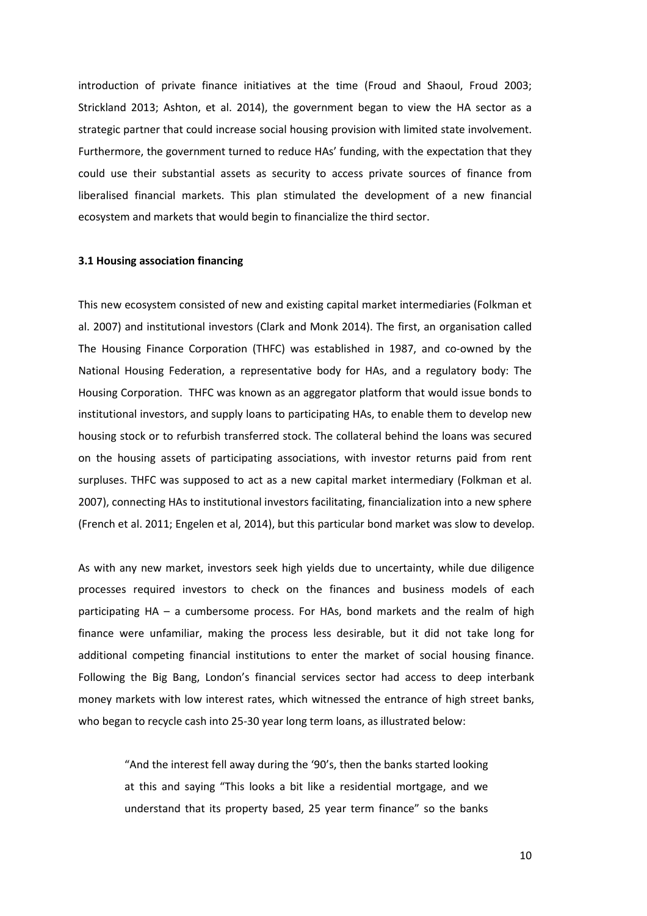introduction of private finance initiatives at the time (Froud and Shaoul, Froud 2003; Strickland 2013; Ashton, et al. 2014), the government began to view the HA sector as a strategic partner that could increase social housing provision with limited state involvement. Furthermore, the government turned to reduce HAs' funding, with the expectation that they could use their substantial assets as security to access private sources of finance from liberalised financial markets. This plan stimulated the development of a new financial ecosystem and markets that would begin to financialize the third sector.

### 3.1 Housing association financing

This new ecosystem consisted of new and existing capital market intermediaries (Folkman et al. 2007) and institutional investors (Clark and Monk 2014). The first, an organisation called The Housing Finance Corporation (THFC) was established in 1987, and co-owned by the National Housing Federation, a representative body for HAs, and a regulatory body: The Housing Corporation. THFC was known as an aggregator platform that would issue bonds to institutional investors, and supply loans to participating HAs, to enable them to develop new housing stock or to refurbish transferred stock. The collateral behind the loans was secured on the housing assets of participating associations, with investor returns paid from rent surpluses. THFC was supposed to act as a new capital market intermediary (Folkman et al. 2007), connecting HAs to institutional investors facilitating, financialization into a new sphere (French et al. 2011; Engelen et al, 2014), but this particular bond market was slow to develop.

As with any new market, investors seek high yields due to uncertainty, while due diligence processes required investors to check on the finances and business models of each participating HA – a cumbersome process. For HAs, bond markets and the realm of high finance were unfamiliar, making the process less desirable, but it did not take long for additional competing financial institutions to enter the market of social housing finance. Following the Big Bang, London's financial services sector had access to deep interbank money markets with low interest rates, which witnessed the entrance of high street banks, who began to recycle cash into 25-30 year long term loans, as illustrated below:

> "And the interest fell away during the '90's, then the banks started looking at this and saying "This looks a bit like a residential mortgage, and we understand that its property based, 25 year term finance" so the banks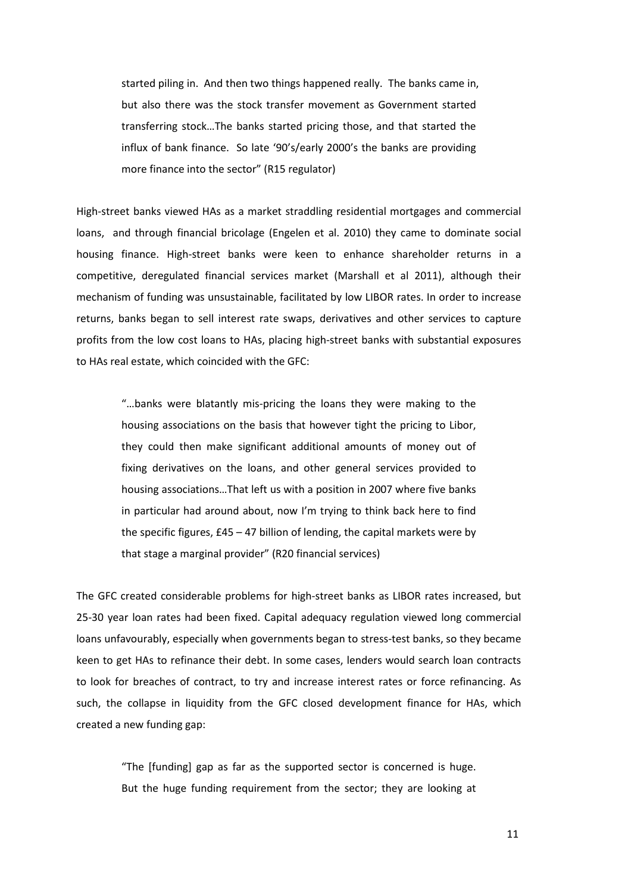> started piling in. And then two things happened really. The banks came in, but also there was the stock transfer movement as Government started transferring stock…The banks started pricing those, and that started the influx of bank finance. So late '90's/early 2000's the banks are providing more finance into the sector" (R15 regulator)

High-street banks viewed HAs as a market straddling residential mortgages and commercial loans, and through financial bricolage (Engelen et al. 2010) they came to dominate social housing finance. High-street banks were keen to enhance shareholder returns in a competitive, deregulated financial services market (Marshall et al 2011), although their mechanism of funding was unsustainable, facilitated by low LIBOR rates. In order to increase returns, banks began to sell interest rate swaps, derivatives and other services to capture profits from the low cost loans to HAs, placing high-street banks with substantial exposures to HAs real estate, which coincided with the GFC:

> "…banks were blatantly mis-pricing the loans they were making to the housing associations on the basis that however tight the pricing to Libor, they could then make significant additional amounts of money out of fixing derivatives on the loans, and other general services provided to housing associations…That left us with a position in 2007 where five banks in particular had around about, now I'm trying to think back here to find the specific figures, £45 – 47 billion of lending, the capital markets were by that stage a marginal provider" (R20 financial services)

The GFC created considerable problems for high-street banks as LIBOR rates increased, but 25-30 year loan rates had been fixed. Capital adequacy regulation viewed long commercial loans unfavourably, especially when governments began to stress-test banks, so they became keen to get HAs to refinance their debt. In some cases, lenders would search loan contracts to look for breaches of contract, to try and increase interest rates or force refinancing. As such, the collapse in liquidity from the GFC closed development finance for HAs, which created a new funding gap:

> "The [funding] gap as far as the supported sector is concerned is huge. But the huge funding requirement from the sector; they are looking at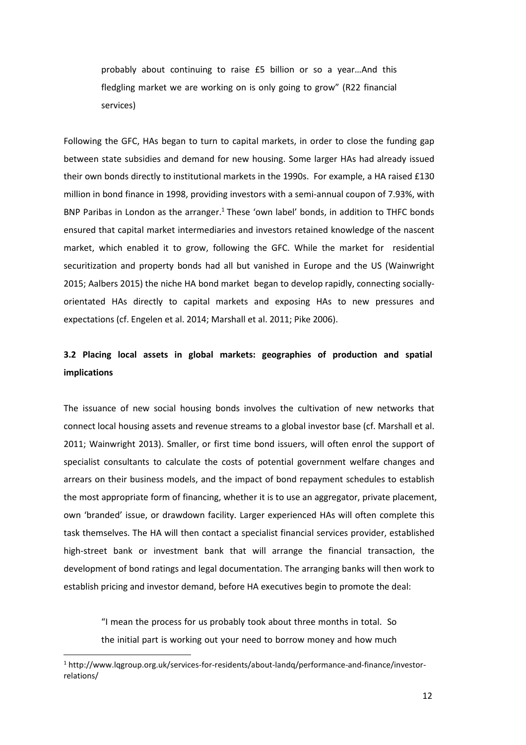> probably about continuing to raise £5 billion or so a year…And this fledgling market we are working on is only going to grow" (R22 financial services)

Following the GFC, HAs began to turn to capital markets, in order to close the funding gap between state subsidies and demand for new housing. Some larger HAs had already issued their own bonds directly to institutional markets in the 1990s. For example, a HA raised £130 million in bond finance in 1998, providing investors with a semi-annual coupon of 7.93%, with BNP Paribas in London as the arranger.[1] These 'own label' bonds, in addition to THFC bonds ensured that capital market intermediaries and investors retained knowledge of the nascent market, which enabled it to grow, following the GFC. While the market for residential securitization and property bonds had all but vanished in Europe and the US (Wainwright 2015; Aalbers 2015) the niche HA bond market began to develop rapidly, connecting socially-orientated HAs directly to capital markets and exposing HAs to new pressures and expectations (cf. Engelen et al. 2014; Marshall et al. 2011; Pike 2006).

### 3.2 Placing local assets in global markets: geographies of production and spatial implications

The issuance of new social housing bonds involves the cultivation of new networks that connect local housing assets and revenue streams to a global investor base (cf. Marshall et al. 2011; Wainwright 2013). Smaller, or first time bond issuers, will often enrol the support of specialist consultants to calculate the costs of potential government welfare changes and arrears on their business models, and the impact of bond repayment schedules to establish the most appropriate form of financing, whether it is to use an aggregator, private placement, own 'branded' issue, or drawdown facility. Larger experienced HAs will often complete this task themselves. The HA will then contact a specialist financial services provider, established high-street bank or investment bank that will arrange the financial transaction, the development of bond ratings and legal documentation. The arranging banks will then work to establish pricing and investor demand, before HA executives begin to promote the deal:

> "I mean the process for us probably took about three months in total. So the initial part is working out your need to borrow money and how much

[1] http://www.lqgroup.org.uk/services-for-residents/about-landq/performance-and-finance/investor-relations/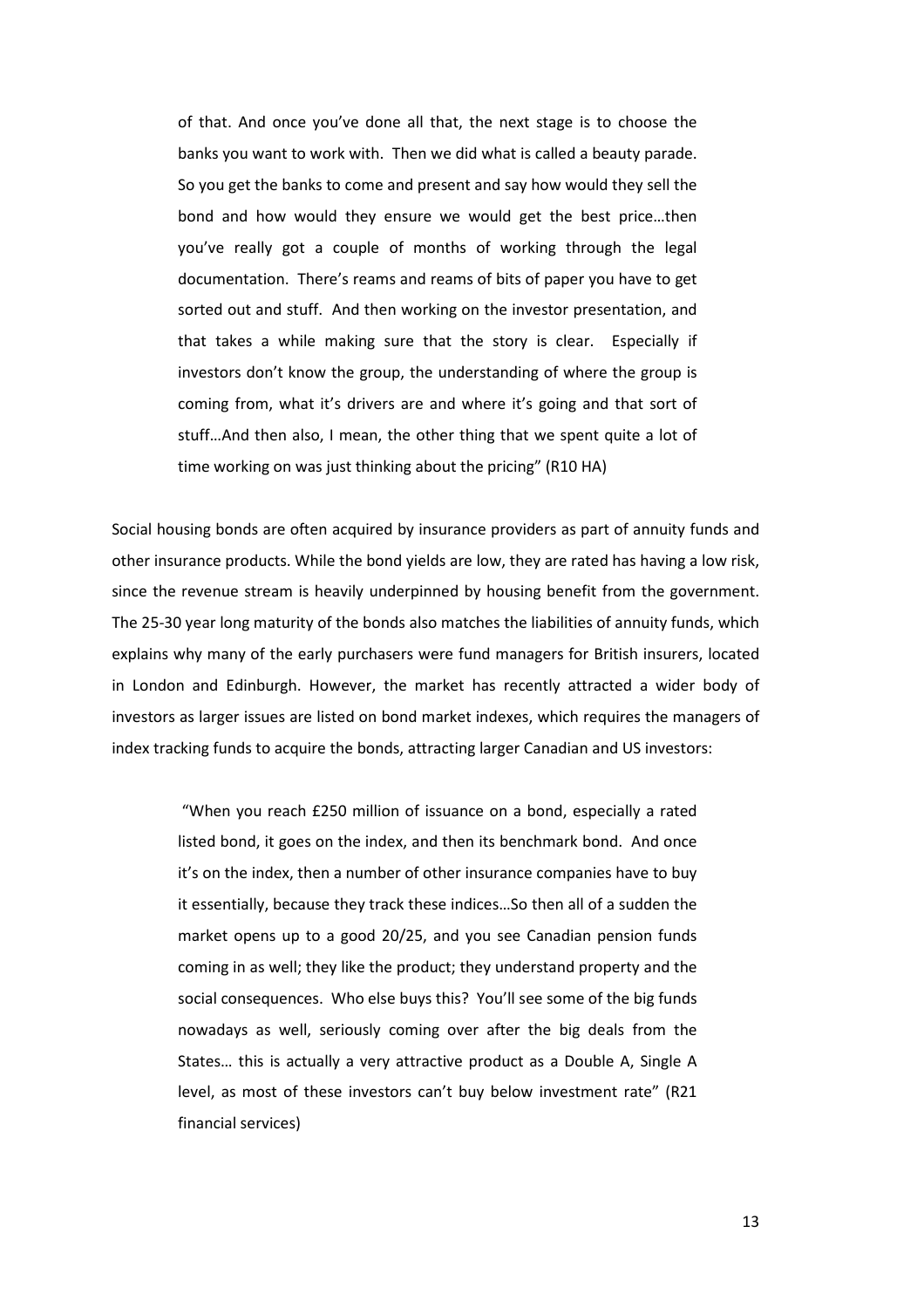> of that. And once you've done all that, the next stage is to choose the banks you want to work with. Then we did what is called a beauty parade. So you get the banks to come and present and say how would they sell the bond and how would they ensure we would get the best price…then you've really got a couple of months of working through the legal documentation. There's reams and reams of bits of paper you have to get sorted out and stuff. And then working on the investor presentation, and that takes a while making sure that the story is clear. Especially if investors don't know the group, the understanding of where the group is coming from, what it's drivers are and where it's going and that sort of stuff…And then also, I mean, the other thing that we spent quite a lot of time working on was just thinking about the pricing" (R10 HA)

Social housing bonds are often acquired by insurance providers as part of annuity funds and other insurance products. While the bond yields are low, they are rated has having a low risk, since the revenue stream is heavily underpinned by housing benefit from the government. The 25-30 year long maturity of the bonds also matches the liabilities of annuity funds, which explains why many of the early purchasers were fund managers for British insurers, located in London and Edinburgh. However, the market has recently attracted a wider body of investors as larger issues are listed on bond market indexes, which requires the managers of index tracking funds to acquire the bonds, attracting larger Canadian and US investors:

> "When you reach £250 million of issuance on a bond, especially a rated listed bond, it goes on the index, and then its benchmark bond. And once it's on the index, then a number of other insurance companies have to buy it essentially, because they track these indices…So then all of a sudden the market opens up to a good 20/25, and you see Canadian pension funds coming in as well; they like the product; they understand property and the social consequences. Who else buys this? You'll see some of the big funds nowadays as well, seriously coming over after the big deals from the States… this is actually a very attractive product as a Double A, Single A level, as most of these investors can't buy below investment rate" (R21 financial services)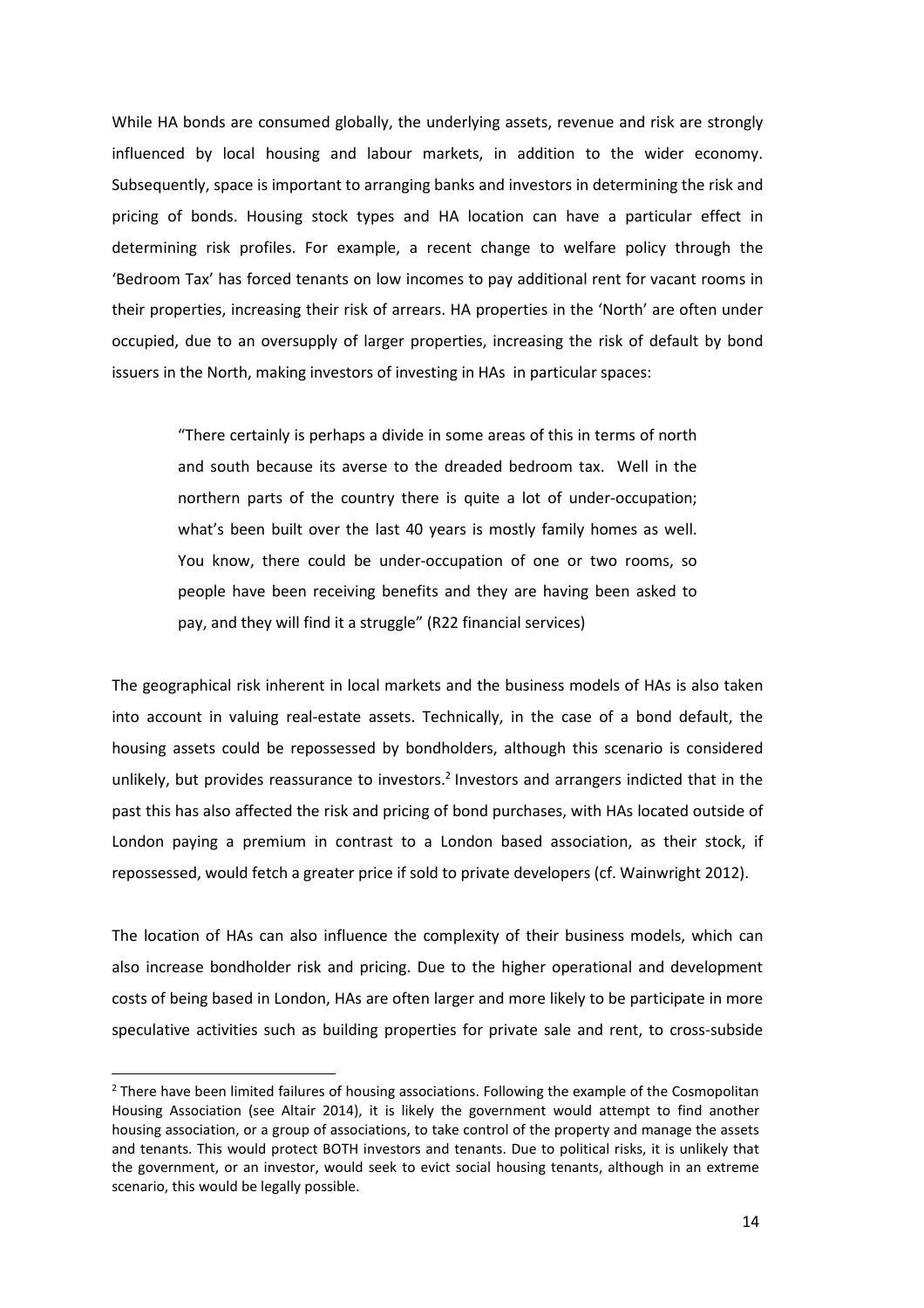While HA bonds are consumed globally, the underlying assets, revenue and risk are strongly influenced by local housing and labour markets, in addition to the wider economy. Subsequently, space is important to arranging banks and investors in determining the risk and pricing of bonds. Housing stock types and HA location can have a particular effect in determining risk profiles. For example, a recent change to welfare policy through the 'Bedroom Tax' has forced tenants on low incomes to pay additional rent for vacant rooms in their properties, increasing their risk of arrears. HA properties in the 'North' are often under occupied, due to an oversupply of larger properties, increasing the risk of default by bond issuers in the North, making investors of investing in HAs in particular spaces:

> "There certainly is perhaps a divide in some areas of this in terms of north and south because its averse to the dreaded bedroom tax. Well in the northern parts of the country there is quite a lot of under-occupation; what's been built over the last 40 years is mostly family homes as well. You know, there could be under-occupation of one or two rooms, so people have been receiving benefits and they are having been asked to pay, and they will find it a struggle" (R22 financial services)

The geographical risk inherent in local markets and the business models of HAs is also taken into account in valuing real-estate assets. Technically, in the case of a bond default, the housing assets could be repossessed by bondholders, although this scenario is considered unlikely, but provides reassurance to investors.[2] Investors and arrangers indicted that in the past this has also affected the risk and pricing of bond purchases, with HAs located outside of London paying a premium in contrast to a London based association, as their stock, if repossessed, would fetch a greater price if sold to private developers (cf. Wainwright 2012).

The location of HAs can also influence the complexity of their business models, which can also increase bondholder risk and pricing. Due to the higher operational and development costs of being based in London, HAs are often larger and more likely to be participate in more speculative activities such as building properties for private sale and rent, to cross-subside

[2] There have been limited failures of housing associations. Following the example of the Cosmopolitan Housing Association (see Altair 2014), it is likely the government would attempt to find another housing association, or a group of associations, to take control of the property and manage the assets and tenants. This would protect BOTH investors and tenants. Due to political risks, it is unlikely that the government, or an investor, would seek to evict social housing tenants, although in an extreme scenario, this would be legally possible.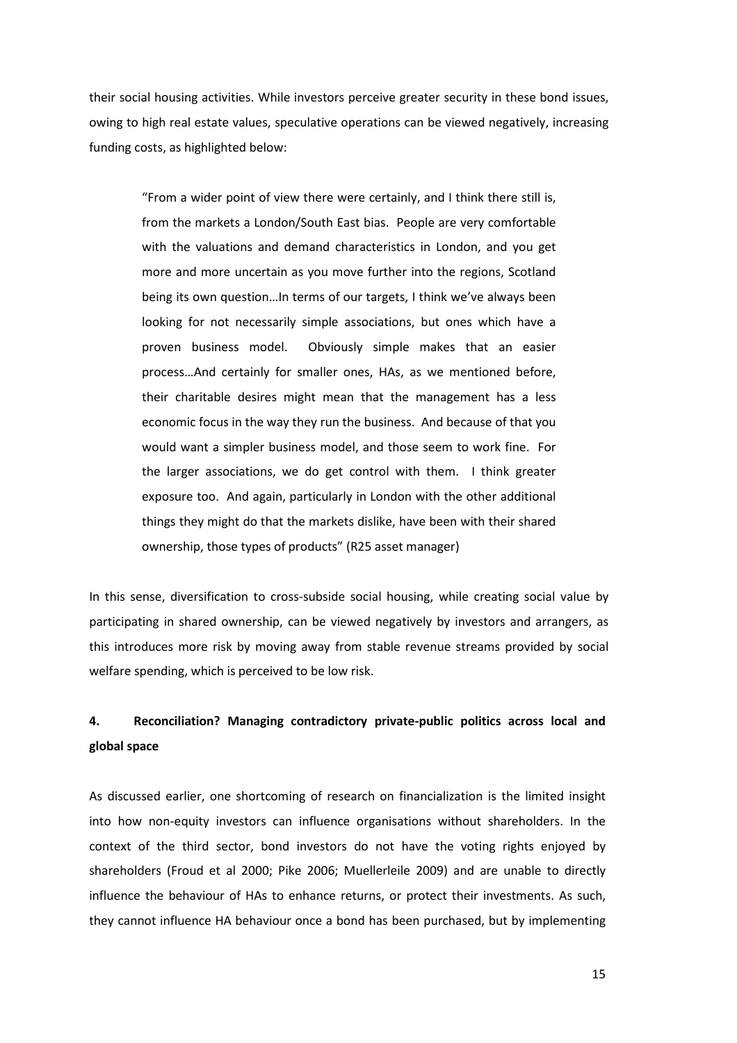their social housing activities. While investors perceive greater security in these bond issues, owing to high real estate values, speculative operations can be viewed negatively, increasing funding costs, as highlighted below:

> "From a wider point of view there were certainly, and I think there still is, from the markets a London/South East bias. People are very comfortable with the valuations and demand characteristics in London, and you get more and more uncertain as you move further into the regions, Scotland being its own question…In terms of our targets, I think we've always been looking for not necessarily simple associations, but ones which have a proven business model. Obviously simple makes that an easier process…And certainly for smaller ones, HAs, as we mentioned before, their charitable desires might mean that the management has a less economic focus in the way they run the business. And because of that you would want a simpler business model, and those seem to work fine. For the larger associations, we do get control with them. I think greater exposure too. And again, particularly in London with the other additional things they might do that the markets dislike, have been with their shared ownership, those types of products" (R25 asset manager)

In this sense, diversification to cross-subside social housing, while creating social value by participating in shared ownership, can be viewed negatively by investors and arrangers, as this introduces more risk by moving away from stable revenue streams provided by social welfare spending, which is perceived to be low risk.

## 4. Reconciliation? Managing contradictory private-public politics across local and global space

As discussed earlier, one shortcoming of research on financialization is the limited insight into how non-equity investors can influence organisations without shareholders. In the context of the third sector, bond investors do not have the voting rights enjoyed by shareholders (Froud et al 2000; Pike 2006; Muellerleile 2009) and are unable to directly influence the behaviour of HAs to enhance returns, or protect their investments. As such, they cannot influence HA behaviour once a bond has been purchased, but by implementing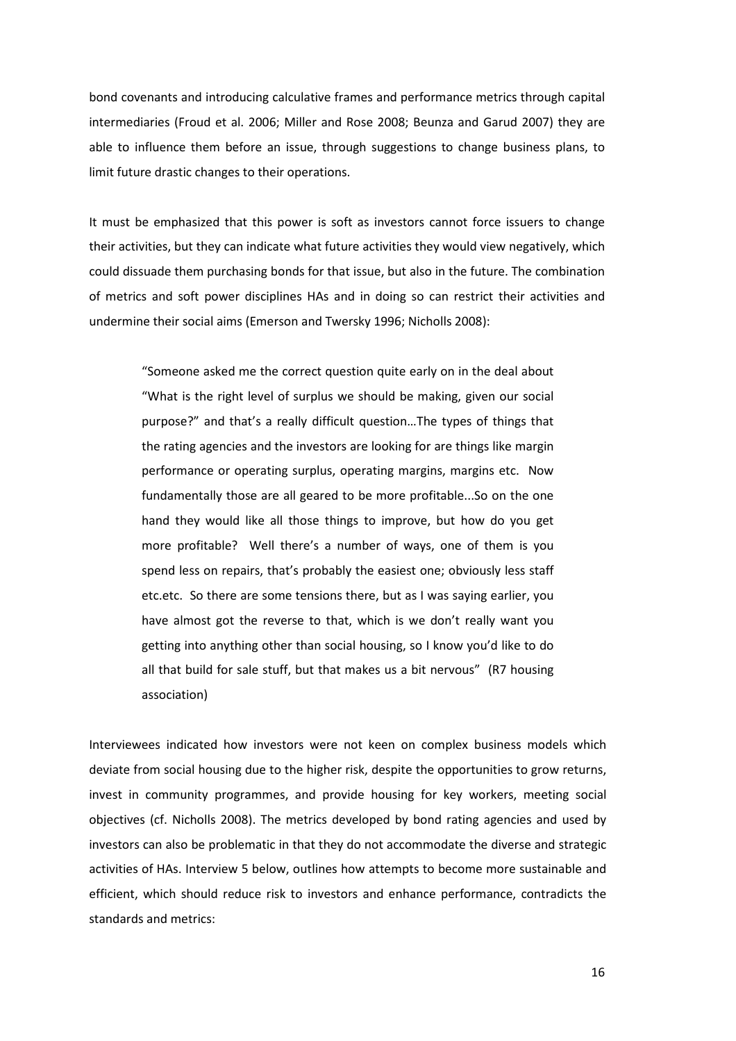bond covenants and introducing calculative frames and performance metrics through capital intermediaries (Froud et al. 2006; Miller and Rose 2008; Beunza and Garud 2007) they are able to influence them before an issue, through suggestions to change business plans, to limit future drastic changes to their operations.

It must be emphasized that this power is soft as investors cannot force issuers to change their activities, but they can indicate what future activities they would view negatively, which could dissuade them purchasing bonds for that issue, but also in the future. The combination of metrics and soft power disciplines HAs and in doing so can restrict their activities and undermine their social aims (Emerson and Twersky 1996; Nicholls 2008):

> "Someone asked me the correct question quite early on in the deal about "What is the right level of surplus we should be making, given our social purpose?" and that's a really difficult question…The types of things that the rating agencies and the investors are looking for are things like margin performance or operating surplus, operating margins, margins etc. Now fundamentally those are all geared to be more profitable...So on the one hand they would like all those things to improve, but how do you get more profitable? Well there's a number of ways, one of them is you spend less on repairs, that's probably the easiest one; obviously less staff etc.etc. So there are some tensions there, but as I was saying earlier, you have almost got the reverse to that, which is we don't really want you getting into anything other than social housing, so I know you'd like to do all that build for sale stuff, but that makes us a bit nervous" (R7 housing association)

Interviewees indicated how investors were not keen on complex business models which deviate from social housing due to the higher risk, despite the opportunities to grow returns, invest in community programmes, and provide housing for key workers, meeting social objectives (cf. Nicholls 2008). The metrics developed by bond rating agencies and used by investors can also be problematic in that they do not accommodate the diverse and strategic activities of HAs. Interview 5 below, outlines how attempts to become more sustainable and efficient, which should reduce risk to investors and enhance performance, contradicts the standards and metrics: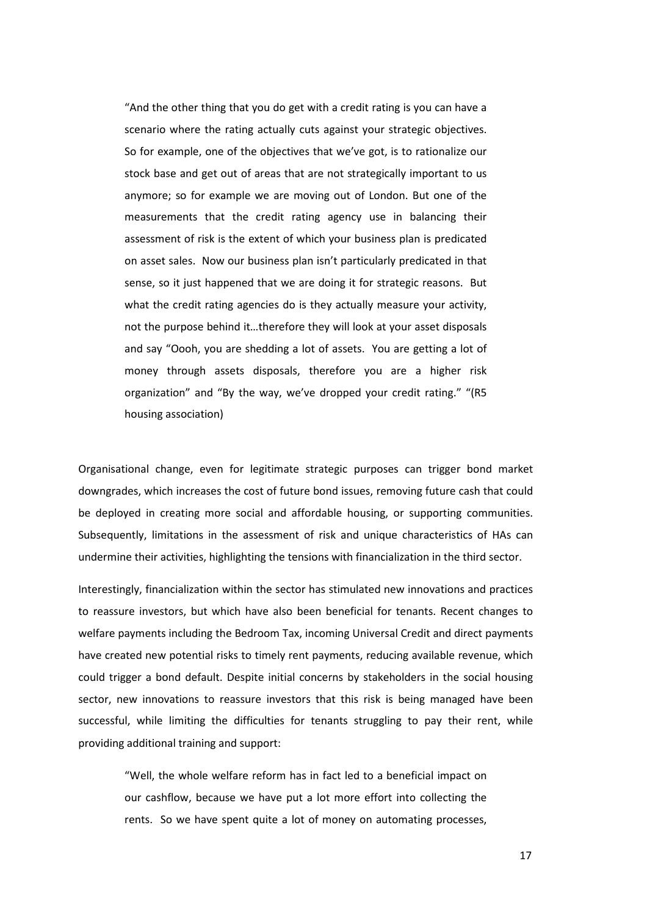> "And the other thing that you do get with a credit rating is you can have a scenario where the rating actually cuts against your strategic objectives. So for example, one of the objectives that we've got, is to rationalize our stock base and get out of areas that are not strategically important to us anymore; so for example we are moving out of London. But one of the measurements that the credit rating agency use in balancing their assessment of risk is the extent of which your business plan is predicated on asset sales. Now our business plan isn't particularly predicated in that sense, so it just happened that we are doing it for strategic reasons. But what the credit rating agencies do is they actually measure your activity, not the purpose behind it…therefore they will look at your asset disposals and say "Oooh, you are shedding a lot of assets. You are getting a lot of money through assets disposals, therefore you are a higher risk organization" and "By the way, we've dropped your credit rating." "(R5 housing association)

Organisational change, even for legitimate strategic purposes can trigger bond market downgrades, which increases the cost of future bond issues, removing future cash that could be deployed in creating more social and affordable housing, or supporting communities. Subsequently, limitations in the assessment of risk and unique characteristics of HAs can undermine their activities, highlighting the tensions with financialization in the third sector.

Interestingly, financialization within the sector has stimulated new innovations and practices to reassure investors, but which have also been beneficial for tenants. Recent changes to welfare payments including the Bedroom Tax, incoming Universal Credit and direct payments have created new potential risks to timely rent payments, reducing available revenue, which could trigger a bond default. Despite initial concerns by stakeholders in the social housing sector, new innovations to reassure investors that this risk is being managed have been successful, while limiting the difficulties for tenants struggling to pay their rent, while providing additional training and support:

> "Well, the whole welfare reform has in fact led to a beneficial impact on our cashflow, because we have put a lot more effort into collecting the rents. So we have spent quite a lot of money on automating processes,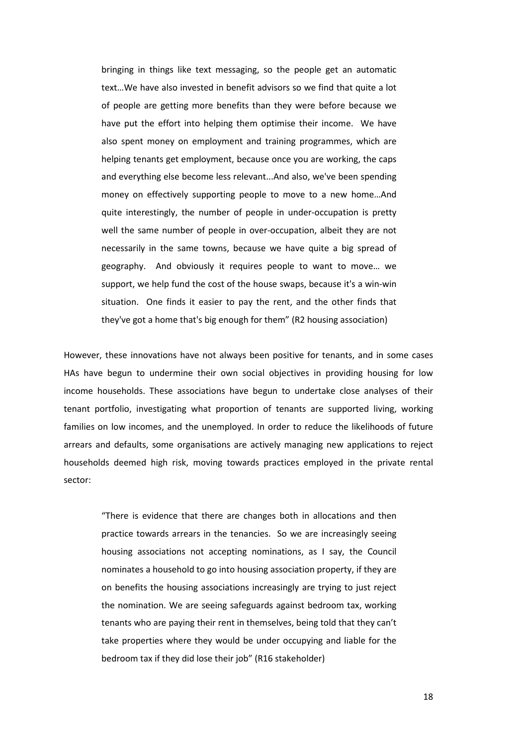> bringing in things like text messaging, so the people get an automatic text…We have also invested in benefit advisors so we find that quite a lot of people are getting more benefits than they were before because we have put the effort into helping them optimise their income. We have also spent money on employment and training programmes, which are helping tenants get employment, because once you are working, the caps and everything else become less relevant...And also, we've been spending money on effectively supporting people to move to a new home…And quite interestingly, the number of people in under-occupation is pretty well the same number of people in over-occupation, albeit they are not necessarily in the same towns, because we have quite a big spread of geography. And obviously it requires people to want to move… we support, we help fund the cost of the house swaps, because it's a win-win situation. One finds it easier to pay the rent, and the other finds that they've got a home that's big enough for them" (R2 housing association)

However, these innovations have not always been positive for tenants, and in some cases HAs have begun to undermine their own social objectives in providing housing for low income households. These associations have begun to undertake close analyses of their tenant portfolio, investigating what proportion of tenants are supported living, working families on low incomes, and the unemployed. In order to reduce the likelihoods of future arrears and defaults, some organisations are actively managing new applications to reject households deemed high risk, moving towards practices employed in the private rental sector:

> "There is evidence that there are changes both in allocations and then practice towards arrears in the tenancies. So we are increasingly seeing housing associations not accepting nominations, as I say, the Council nominates a household to go into housing association property, if they are on benefits the housing associations increasingly are trying to just reject the nomination. We are seeing safeguards against bedroom tax, working tenants who are paying their rent in themselves, being told that they can't take properties where they would be under occupying and liable for the bedroom tax if they did lose their job" (R16 stakeholder)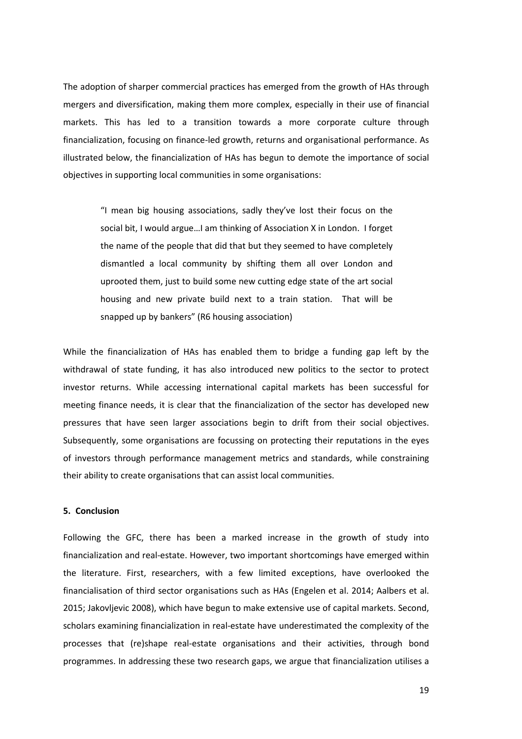The adoption of sharper commercial practices has emerged from the growth of HAs through mergers and diversification, making them more complex, especially in their use of financial markets. This has led to a transition towards a more corporate culture through financialization, focusing on finance-led growth, returns and organisational performance. As illustrated below, the financialization of HAs has begun to demote the importance of social objectives in supporting local communities in some organisations:

> "I mean big housing associations, sadly they've lost their focus on the social bit, I would argue…I am thinking of Association X in London. I forget the name of the people that did that but they seemed to have completely dismantled a local community by shifting them all over London and uprooted them, just to build some new cutting edge state of the art social housing and new private build next to a train station. That will be snapped up by bankers" (R6 housing association)

While the financialization of HAs has enabled them to bridge a funding gap left by the withdrawal of state funding, it has also introduced new politics to the sector to protect investor returns. While accessing international capital markets has been successful for meeting finance needs, it is clear that the financialization of the sector has developed new pressures that have seen larger associations begin to drift from their social objectives. Subsequently, some organisations are focussing on protecting their reputations in the eyes of investors through performance management metrics and standards, while constraining their ability to create organisations that can assist local communities.

## 5. Conclusion

Following the GFC, there has been a marked increase in the growth of study into financialization and real-estate. However, two important shortcomings have emerged within the literature. First, researchers, with a few limited exceptions, have overlooked the financialisation of third sector organisations such as HAs (Engelen et al. 2014; Aalbers et al. 2015; Jakovljevic 2008), which have begun to make extensive use of capital markets. Second, scholars examining financialization in real-estate have underestimated the complexity of the processes that (re)shape real-estate organisations and their activities, through bond programmes. In addressing these two research gaps, we argue that financialization utilises a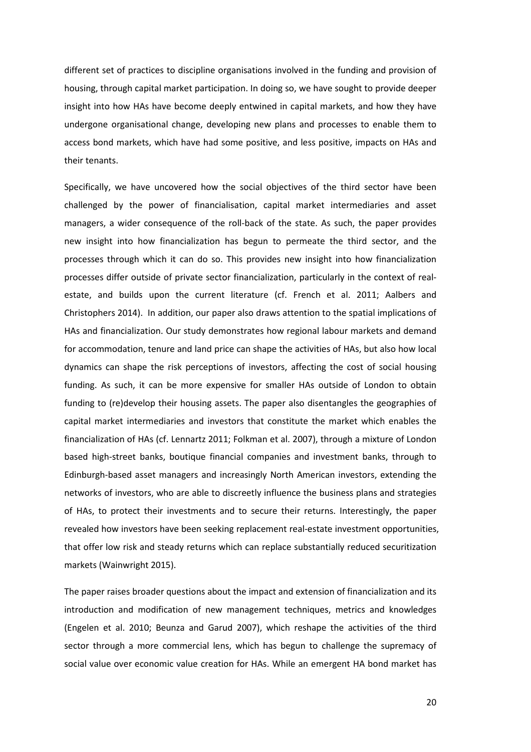different set of practices to discipline organisations involved in the funding and provision of housing, through capital market participation. In doing so, we have sought to provide deeper insight into how HAs have become deeply entwined in capital markets, and how they have undergone organisational change, developing new plans and processes to enable them to access bond markets, which have had some positive, and less positive, impacts on HAs and their tenants.

Specifically, we have uncovered how the social objectives of the third sector have been challenged by the power of financialisation, capital market intermediaries and asset managers, a wider consequence of the roll-back of the state. As such, the paper provides new insight into how financialization has begun to permeate the third sector, and the processes through which it can do so. This provides new insight into how financialization processes differ outside of private sector financialization, particularly in the context of real-estate, and builds upon the current literature (cf. French et al. 2011; Aalbers and Christophers 2014). In addition, our paper also draws attention to the spatial implications of HAs and financialization. Our study demonstrates how regional labour markets and demand for accommodation, tenure and land price can shape the activities of HAs, but also how local dynamics can shape the risk perceptions of investors, affecting the cost of social housing funding. As such, it can be more expensive for smaller HAs outside of London to obtain funding to (re)develop their housing assets. The paper also disentangles the geographies of capital market intermediaries and investors that constitute the market which enables the financialization of HAs (cf. Lennartz 2011; Folkman et al. 2007), through a mixture of London based high-street banks, boutique financial companies and investment banks, through to Edinburgh-based asset managers and increasingly North American investors, extending the networks of investors, who are able to discreetly influence the business plans and strategies of HAs, to protect their investments and to secure their returns. Interestingly, the paper revealed how investors have been seeking replacement real-estate investment opportunities, that offer low risk and steady returns which can replace substantially reduced securitization markets (Wainwright 2015).

The paper raises broader questions about the impact and extension of financialization and its introduction and modification of new management techniques, metrics and knowledges (Engelen et al. 2010; Beunza and Garud 2007), which reshape the activities of the third sector through a more commercial lens, which has begun to challenge the supremacy of social value over economic value creation for HAs. While an emergent HA bond market has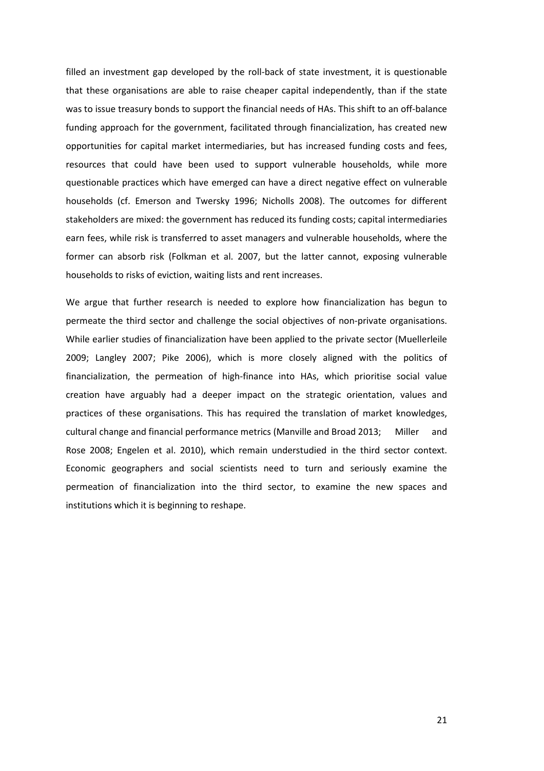filled an investment gap developed by the roll-back of state investment, it is questionable that these organisations are able to raise cheaper capital independently, than if the state was to issue treasury bonds to support the financial needs of HAs. This shift to an off-balance funding approach for the government, facilitated through financialization, has created new opportunities for capital market intermediaries, but has increased funding costs and fees, resources that could have been used to support vulnerable households, while more questionable practices which have emerged can have a direct negative effect on vulnerable households (cf. Emerson and Twersky 1996; Nicholls 2008). The outcomes for different stakeholders are mixed: the government has reduced its funding costs; capital intermediaries earn fees, while risk is transferred to asset managers and vulnerable households, where the former can absorb risk (Folkman et al. 2007, but the latter cannot, exposing vulnerable households to risks of eviction, waiting lists and rent increases.

We argue that further research is needed to explore how financialization has begun to permeate the third sector and challenge the social objectives of non-private organisations. While earlier studies of financialization have been applied to the private sector (Muellerleile 2009; Langley 2007; Pike 2006), which is more closely aligned with the politics of financialization, the permeation of high-finance into HAs, which prioritise social value creation have arguably had a deeper impact on the strategic orientation, values and practices of these organisations. This has required the translation of market knowledges, cultural change and financial performance metrics (Manville and Broad 2013; Miller and Rose 2008; Engelen et al. 2010), which remain understudied in the third sector context. Economic geographers and social scientists need to turn and seriously examine the permeation of financialization into the third sector, to examine the new spaces and institutions which it is beginning to reshape.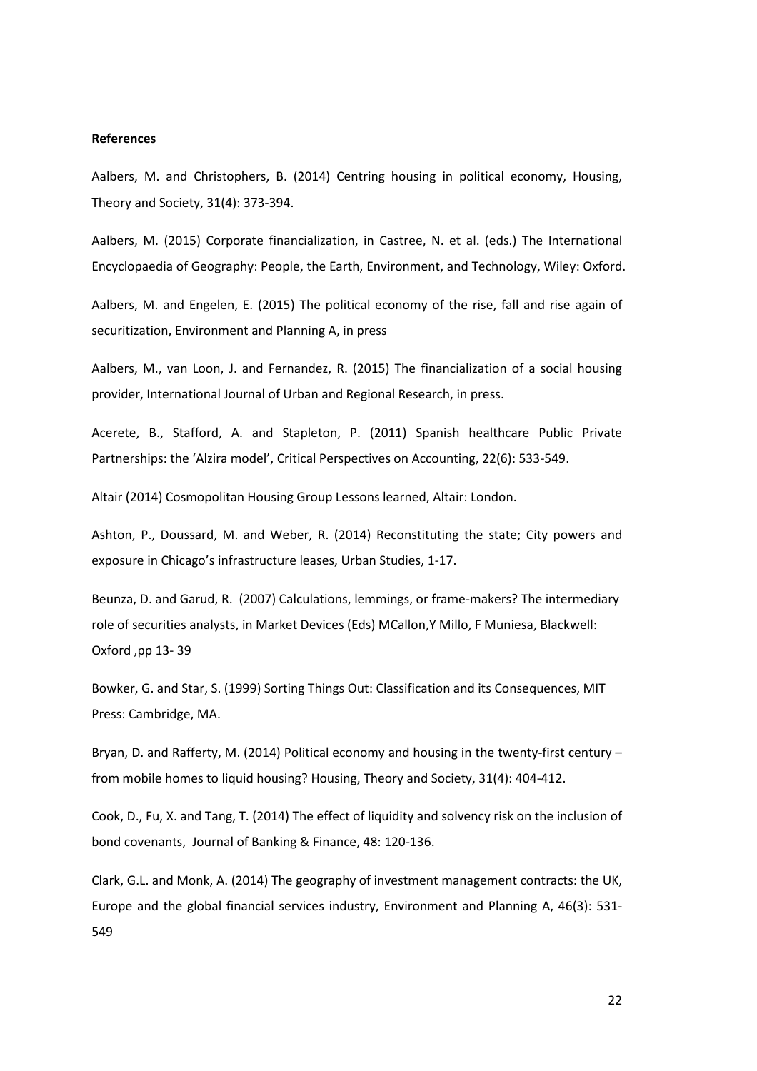**References**

Aalbers, M. and Christophers, B. (2014) Centring housing in political economy, Housing, Theory and Society, 31(4): 373-394.

Aalbers, M. (2015) Corporate financialization, in Castree, N. et al. (eds.) The International Encyclopaedia of Geography: People, the Earth, Environment, and Technology, Wiley: Oxford.

Aalbers, M. and Engelen, E. (2015) The political economy of the rise, fall and rise again of securitization, Environment and Planning A, in press

Aalbers, M., van Loon, J. and Fernandez, R. (2015) The financialization of a social housing provider, International Journal of Urban and Regional Research, in press.

Acerete, B., Stafford, A. and Stapleton, P. (2011) Spanish healthcare Public Private Partnerships: the 'Alzira model', Critical Perspectives on Accounting, 22(6): 533-549.

Altair (2014) Cosmopolitan Housing Group Lessons learned, Altair: London.

Ashton, P., Doussard, M. and Weber, R. (2014) Reconstituting the state; City powers and exposure in Chicago's infrastructure leases, Urban Studies, 1-17.

Beunza, D. and Garud, R. (2007) Calculations, lemmings, or frame-makers? The intermediary role of securities analysts, in Market Devices (Eds) MCallon,Y Millo, F Muniesa, Blackwell: Oxford ,pp 13- 39

Bowker, G. and Star, S. (1999) Sorting Things Out: Classification and its Consequences, MIT Press: Cambridge, MA.

Bryan, D. and Rafferty, M. (2014) Political economy and housing in the twenty-first century – from mobile homes to liquid housing? Housing, Theory and Society, 31(4): 404-412.

Cook, D., Fu, X. and Tang, T. (2014) The effect of liquidity and solvency risk on the inclusion of bond covenants, Journal of Banking & Finance, 48: 120-136.

Clark, G.L. and Monk, A. (2014) The geography of investment management contracts: the UK, Europe and the global financial services industry, Environment and Planning A, 46(3): 531-549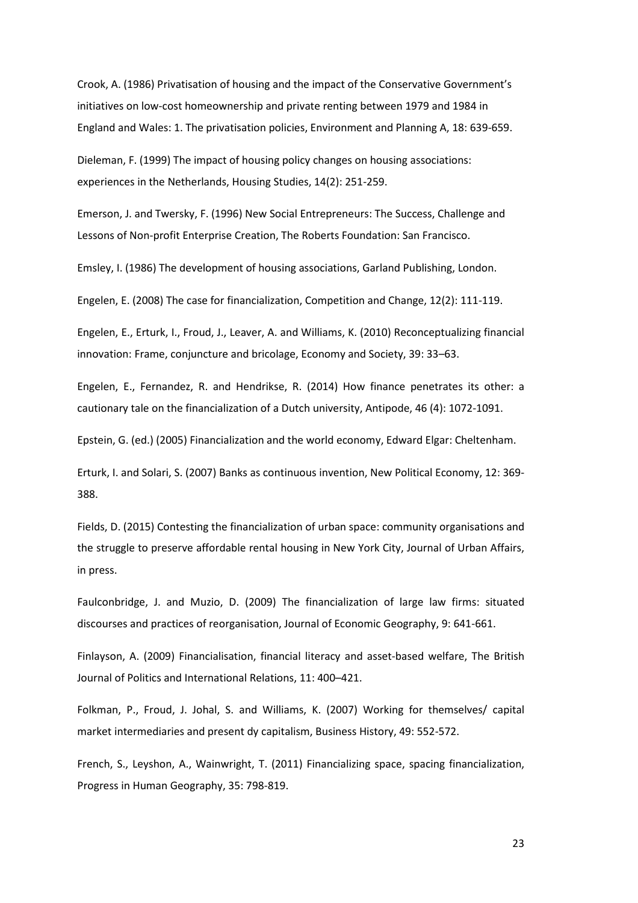Crook, A. (1986) Privatisation of housing and the impact of the Conservative Government's initiatives on low-cost homeownership and private renting between 1979 and 1984 in England and Wales: 1. The privatisation policies, Environment and Planning A, 18: 639-659.

Dieleman, F. (1999) The impact of housing policy changes on housing associations: experiences in the Netherlands, Housing Studies, 14(2): 251-259.

Emerson, J. and Twersky, F. (1996) New Social Entrepreneurs: The Success, Challenge and Lessons of Non-profit Enterprise Creation, The Roberts Foundation: San Francisco.

Emsley, I. (1986) The development of housing associations, Garland Publishing, London.

Engelen, E. (2008) The case for financialization, Competition and Change, 12(2): 111-119.

Engelen, E., Erturk, I., Froud, J., Leaver, A. and Williams, K. (2010) Reconceptualizing financial innovation: Frame, conjuncture and bricolage, Economy and Society, 39: 33–63.

Engelen, E., Fernandez, R. and Hendrikse, R. (2014) How finance penetrates its other: a cautionary tale on the financialization of a Dutch university, Antipode, 46 (4): 1072-1091.

Epstein, G. (ed.) (2005) Financialization and the world economy, Edward Elgar: Cheltenham.

Erturk, I. and Solari, S. (2007) Banks as continuous invention, New Political Economy, 12: 369-388.

Fields, D. (2015) Contesting the financialization of urban space: community organisations and the struggle to preserve affordable rental housing in New York City, Journal of Urban Affairs, in press.

Faulconbridge, J. and Muzio, D. (2009) The financialization of large law firms: situated discourses and practices of reorganisation, Journal of Economic Geography, 9: 641-661.

Finlayson, A. (2009) Financialisation, financial literacy and asset-based welfare, The British Journal of Politics and International Relations, 11: 400–421.

Folkman, P., Froud, J. Johal, S. and Williams, K. (2007) Working for themselves/ capital market intermediaries and present dy capitalism, Business History, 49: 552-572.

French, S., Leyshon, A., Wainwright, T. (2011) Financializing space, spacing financialization, Progress in Human Geography, 35: 798-819.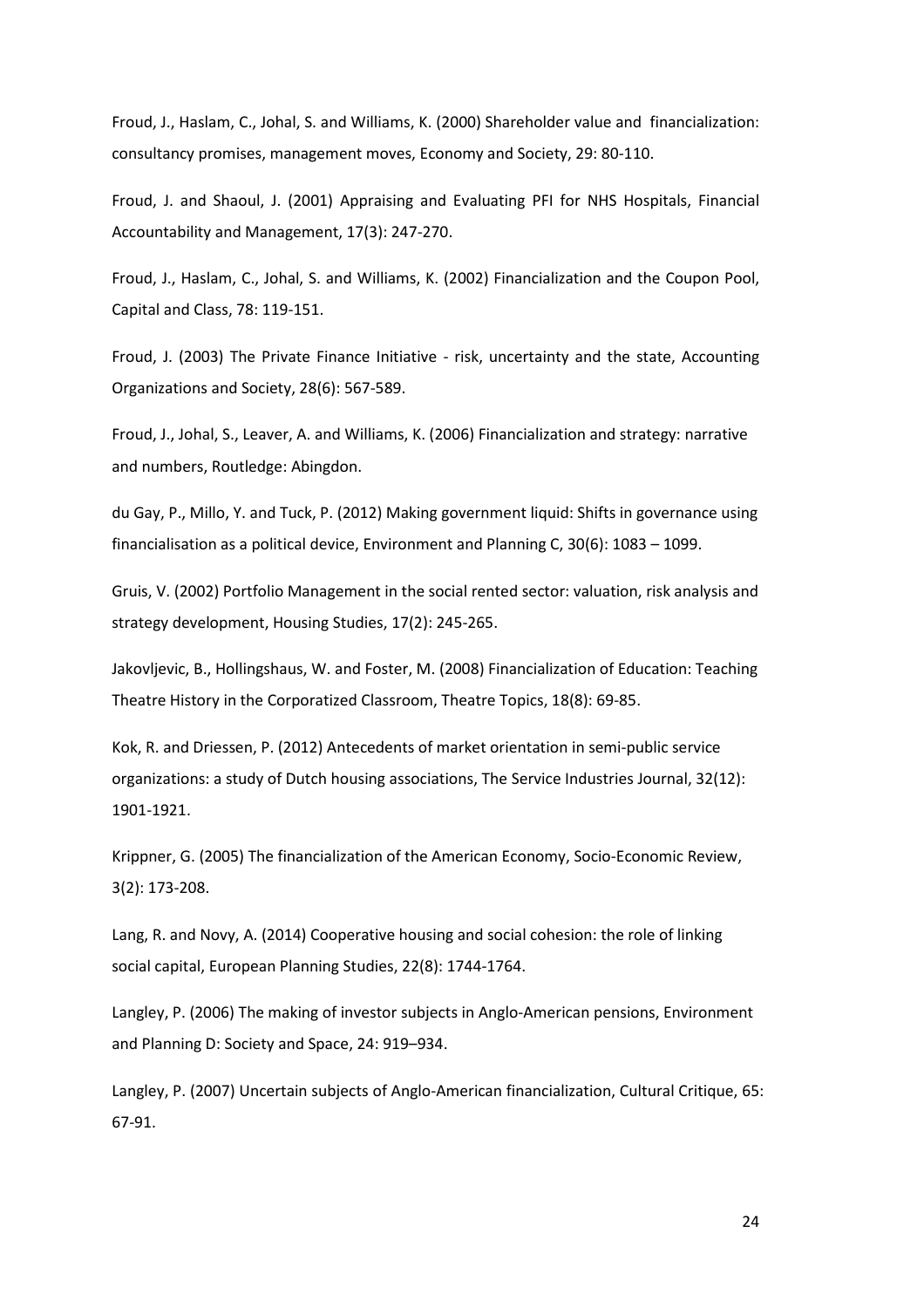Froud, J., Haslam, C., Johal, S. and Williams, K. (2000) Shareholder value and financialization: consultancy promises, management moves, Economy and Society, 29: 80-110.

Froud, J. and Shaoul, J. (2001) Appraising and Evaluating PFI for NHS Hospitals, Financial Accountability and Management, 17(3): 247-270.

Froud, J., Haslam, C., Johal, S. and Williams, K. (2002) Financialization and the Coupon Pool, Capital and Class, 78: 119-151.

Froud, J. (2003) The Private Finance Initiative - risk, uncertainty and the state, Accounting Organizations and Society, 28(6): 567-589.

Froud, J., Johal, S., Leaver, A. and Williams, K. (2006) Financialization and strategy: narrative and numbers, Routledge: Abingdon.

du Gay, P., Millo, Y. and Tuck, P. (2012) Making government liquid: Shifts in governance using financialisation as a political device, Environment and Planning C, 30(6): 1083 – 1099.

Gruis, V. (2002) Portfolio Management in the social rented sector: valuation, risk analysis and strategy development, Housing Studies, 17(2): 245-265.

Jakovljevic, B., Hollingshaus, W. and Foster, M. (2008) Financialization of Education: Teaching Theatre History in the Corporatized Classroom, Theatre Topics, 18(8): 69-85.

Kok, R. and Driessen, P. (2012) Antecedents of market orientation in semi-public service organizations: a study of Dutch housing associations, The Service Industries Journal, 32(12): 1901-1921.

Krippner, G. (2005) The financialization of the American Economy, Socio-Economic Review, 3(2): 173-208.

Lang, R. and Novy, A. (2014) Cooperative housing and social cohesion: the role of linking social capital, European Planning Studies, 22(8): 1744-1764.

Langley, P. (2006) The making of investor subjects in Anglo-American pensions, Environment and Planning D: Society and Space, 24: 919–934.

Langley, P. (2007) Uncertain subjects of Anglo-American financialization, Cultural Critique, 65: 67-91.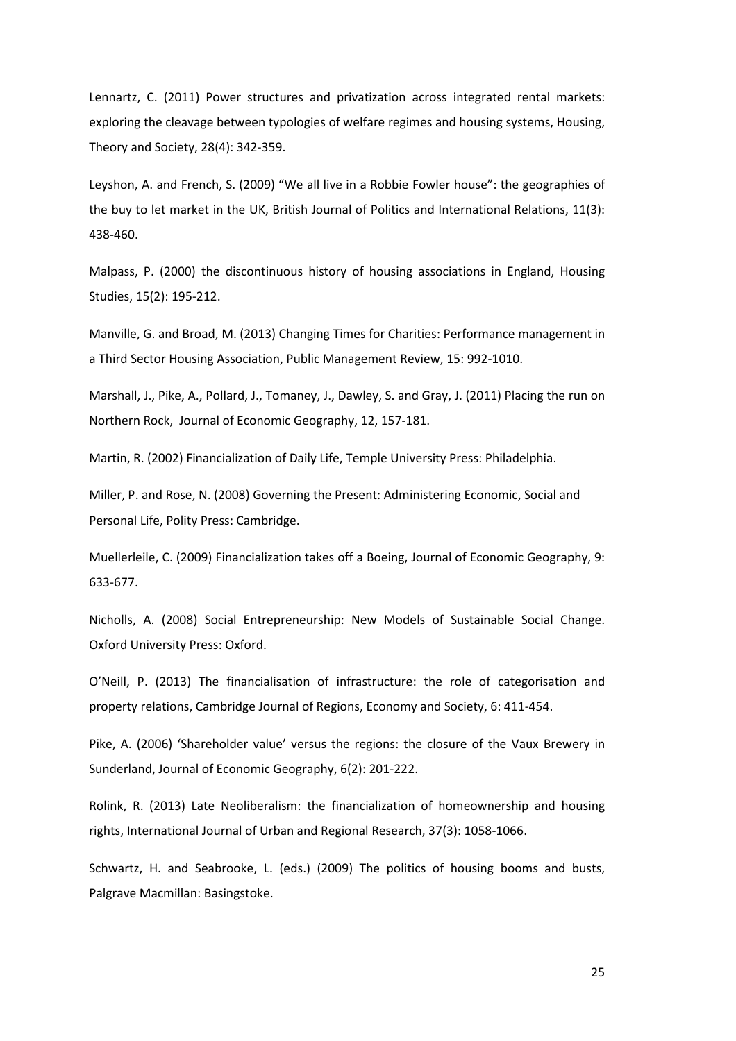Lennartz, C. (2011) Power structures and privatization across integrated rental markets: exploring the cleavage between typologies of welfare regimes and housing systems, Housing, Theory and Society, 28(4): 342-359.

Leyshon, A. and French, S. (2009) "We all live in a Robbie Fowler house": the geographies of the buy to let market in the UK, British Journal of Politics and International Relations, 11(3): 438-460.

Malpass, P. (2000) the discontinuous history of housing associations in England, Housing Studies, 15(2): 195-212.

Manville, G. and Broad, M. (2013) Changing Times for Charities: Performance management in a Third Sector Housing Association, Public Management Review, 15: 992-1010.

Marshall, J., Pike, A., Pollard, J., Tomaney, J., Dawley, S. and Gray, J. (2011) Placing the run on Northern Rock, Journal of Economic Geography, 12, 157-181.

Martin, R. (2002) Financialization of Daily Life, Temple University Press: Philadelphia.

Miller, P. and Rose, N. (2008) Governing the Present: Administering Economic, Social and Personal Life, Polity Press: Cambridge.

Muellerleile, C. (2009) Financialization takes off a Boeing, Journal of Economic Geography, 9: 633-677.

Nicholls, A. (2008) Social Entrepreneurship: New Models of Sustainable Social Change. Oxford University Press: Oxford.

O'Neill, P. (2013) The financialisation of infrastructure: the role of categorisation and property relations, Cambridge Journal of Regions, Economy and Society, 6: 411-454.

Pike, A. (2006) 'Shareholder value' versus the regions: the closure of the Vaux Brewery in Sunderland, Journal of Economic Geography, 6(2): 201-222.

Rolink, R. (2013) Late Neoliberalism: the financialization of homeownership and housing rights, International Journal of Urban and Regional Research, 37(3): 1058-1066.

Schwartz, H. and Seabrooke, L. (eds.) (2009) The politics of housing booms and busts, Palgrave Macmillan: Basingstoke.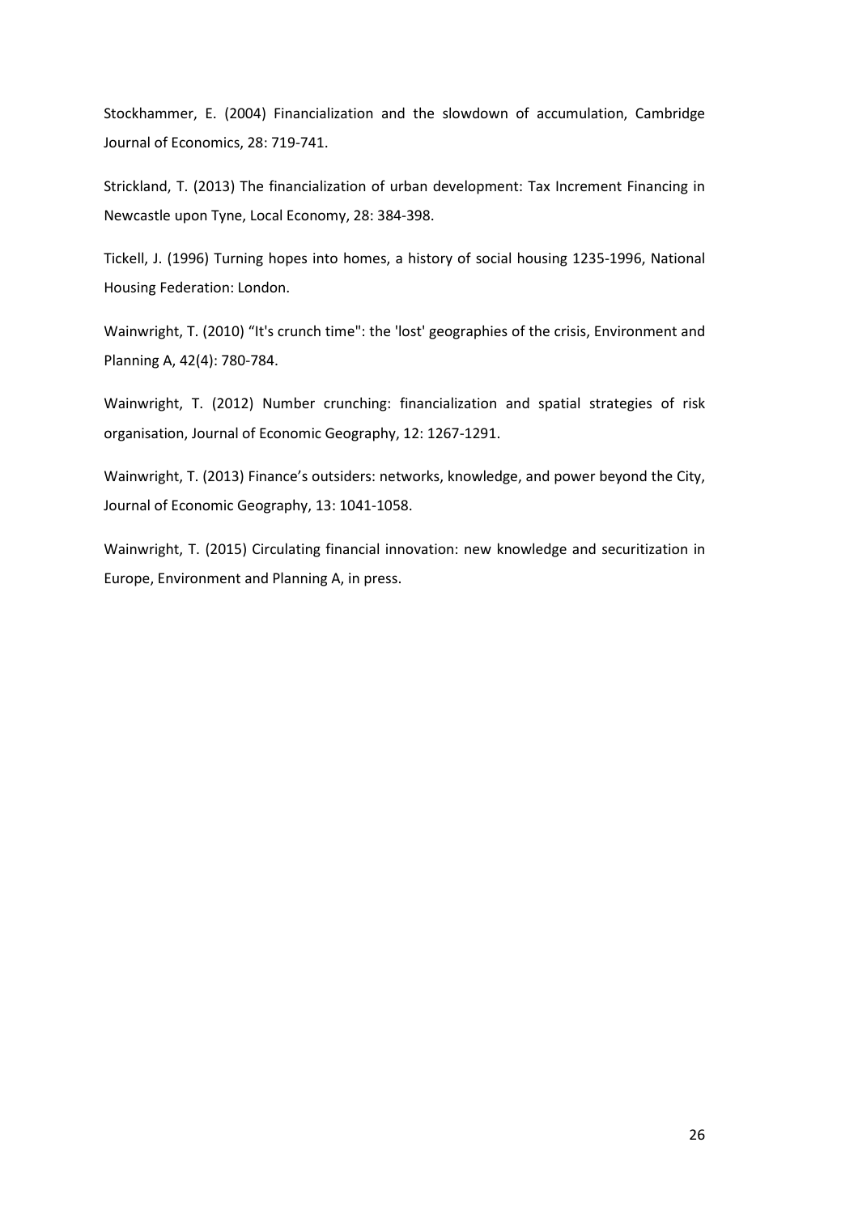Stockhammer, E. (2004) Financialization and the slowdown of accumulation, Cambridge Journal of Economics, 28: 719-741.

Strickland, T. (2013) The financialization of urban development: Tax Increment Financing in Newcastle upon Tyne, Local Economy, 28: 384-398.

Tickell, J. (1996) Turning hopes into homes, a history of social housing 1235-1996, National Housing Federation: London.

Wainwright, T. (2010) “It's crunch time": the 'lost' geographies of the crisis, Environment and Planning A, 42(4): 780-784.

Wainwright, T. (2012) Number crunching: financialization and spatial strategies of risk organisation, Journal of Economic Geography, 12: 1267-1291.

Wainwright, T. (2013) Finance’s outsiders: networks, knowledge, and power beyond the City, Journal of Economic Geography, 13: 1041-1058.

Wainwright, T. (2015) Circulating financial innovation: new knowledge and securitization in Europe, Environment and Planning A, in press.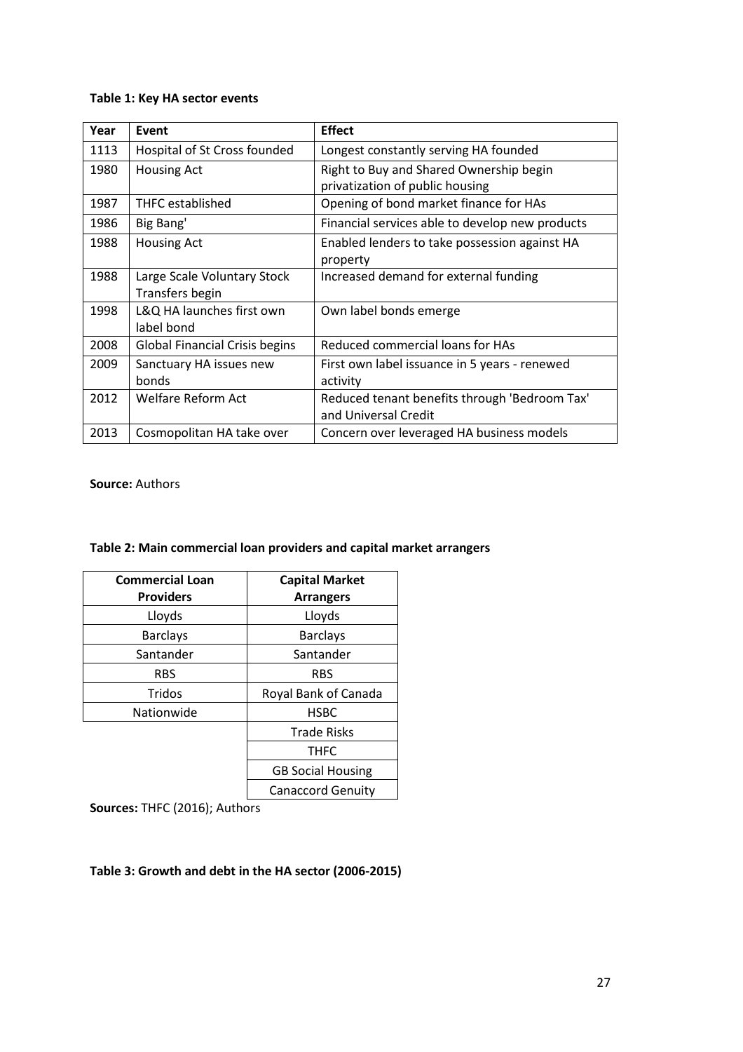**Table 1: Key HA sector events**

| Year | Event | Effect |
|---|---|---|
| 1113 | Hospital of St Cross founded | Longest constantly serving HA founded |
| 1980 | Housing Act | Right to Buy and Shared Ownership begin privatization of public housing |
| 1987 | THFC established | Opening of bond market finance for HAs |
| 1986 | Big Bang' | Financial services able to develop new products |
| 1988 | Housing Act | Enabled lenders to take possession against HA property |
| 1988 | Large Scale Voluntary Stock Transfers begin | Increased demand for external funding |
| 1998 | L&Q HA launches first own label bond | Own label bonds emerge |
| 2008 | Global Financial Crisis begins | Reduced commercial loans for HAs |
| 2009 | Sanctuary HA issues new bonds | First own label issuance in 5 years - renewed activity |
| 2012 | Welfare Reform Act | Reduced tenant benefits through 'Bedroom Tax' and Universal Credit |
| 2013 | Cosmopolitan HA take over | Concern over leveraged HA business models |

**Source:** Authors

**Table 2: Main commercial loan providers and capital market arrangers**

| Commercial Loan Providers | Capital Market Arrangers |
|---|---|
| Lloyds | Lloyds |
| Barclays | Barclays |
| Santander | Santander |
| RBS | RBS |
| Tridos | Royal Bank of Canada |
| Nationwide | HSBC |
| | Trade Risks |
| | THFC |
| | GB Social Housing |
| | Canaccord Genuity |

**Sources:** THFC (2016); Authors

**Table 3: Growth and debt in the HA sector (2006-2015)**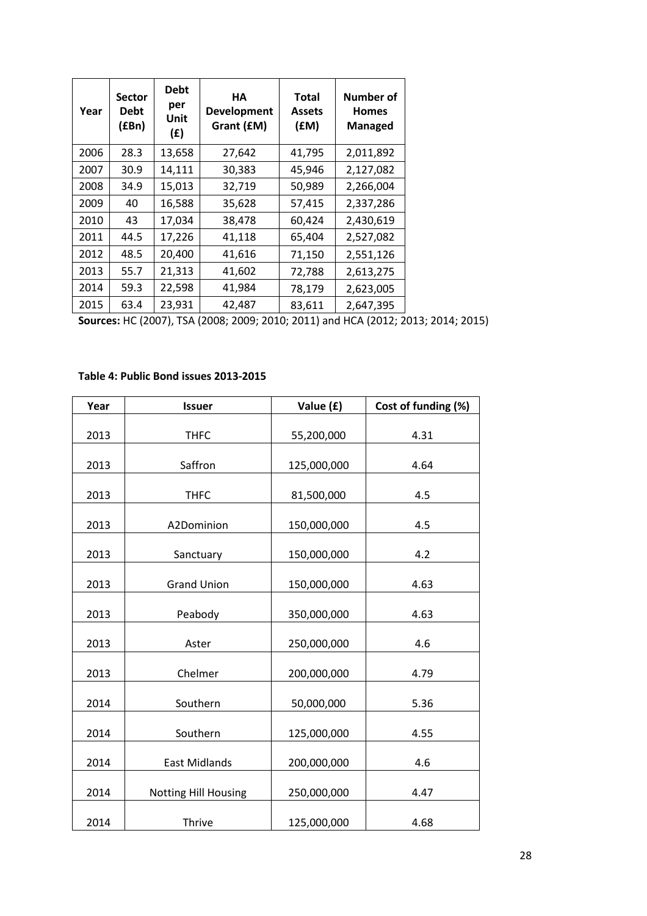| Year | Sector Debt (£Bn) | Debt per Unit (£) | HA Development Grant (£M) | Total Assets (£M) | Number of Homes Managed |
|---|---|---|---|---|---|
| 2006 | 28.3 | 13,658 | 27,642 | 41,795 | 2,011,892 |
| 2007 | 30.9 | 14,111 | 30,383 | 45,946 | 2,127,082 |
| 2008 | 34.9 | 15,013 | 32,719 | 50,989 | 2,266,004 |
| 2009 | 40 | 16,588 | 35,628 | 57,415 | 2,337,286 |
| 2010 | 43 | 17,034 | 38,478 | 60,424 | 2,430,619 |
| 2011 | 44.5 | 17,226 | 41,118 | 65,404 | 2,527,082 |
| 2012 | 48.5 | 20,400 | 41,616 | 71,150 | 2,551,126 |
| 2013 | 55.7 | 21,313 | 41,602 | 72,788 | 2,613,275 |
| 2014 | 59.3 | 22,598 | 41,984 | 78,179 | 2,623,005 |
| 2015 | 63.4 | 23,931 | 42,487 | 83,611 | 2,647,395 |

**Sources:** HC (2007), TSA (2008; 2009; 2010; 2011) and HCA (2012; 2013; 2014; 2015)

**Table 4: Public Bond issues 2013-2015**

| Year | Issuer | Value (£) | Cost of funding (%) |
|---|---|---|---|
| 2013 | THFC | 55,200,000 | 4.31 |
| 2013 | Saffron | 125,000,000 | 4.64 |
| 2013 | THFC | 81,500,000 | 4.5 |
| 2013 | A2Dominion | 150,000,000 | 4.5 |
| 2013 | Sanctuary | 150,000,000 | 4.2 |
| 2013 | Grand Union | 150,000,000 | 4.63 |
| 2013 | Peabody | 350,000,000 | 4.63 |
| 2013 | Aster | 250,000,000 | 4.6 |
| 2013 | Chelmer | 200,000,000 | 4.79 |
| 2014 | Southern | 50,000,000 | 5.36 |
| 2014 | Southern | 125,000,000 | 4.55 |
| 2014 | East Midlands | 200,000,000 | 4.6 |
| 2014 | Notting Hill Housing | 250,000,000 | 4.47 |
| 2014 | Thrive | 125,000,000 | 4.68 |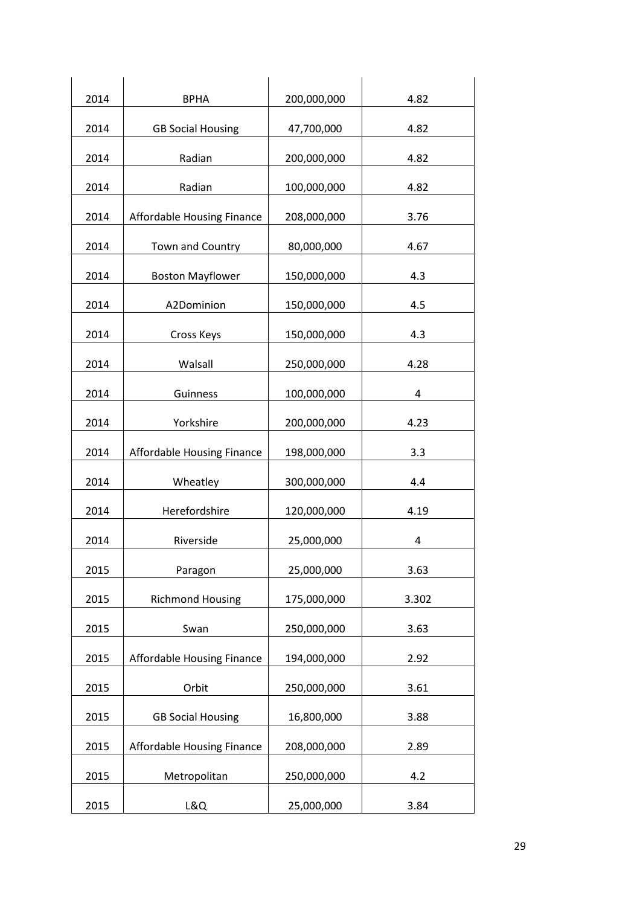| 2014 | BPHA | 200,000,000 | 4.82 |
|---|---|---|---|
| 2014 | GB Social Housing | 47,700,000 | 4.82 |
| 2014 | Radian | 200,000,000 | 4.82 |
| 2014 | Radian | 100,000,000 | 4.82 |
| 2014 | Affordable Housing Finance | 208,000,000 | 3.76 |
| 2014 | Town and Country | 80,000,000 | 4.67 |
| 2014 | Boston Mayflower | 150,000,000 | 4.3 |
| 2014 | A2Dominion | 150,000,000 | 4.5 |
| 2014 | Cross Keys | 150,000,000 | 4.3 |
| 2014 | Walsall | 250,000,000 | 4.28 |
| 2014 | Guinness | 100,000,000 | 4 |
| 2014 | Yorkshire | 200,000,000 | 4.23 |
| 2014 | Affordable Housing Finance | 198,000,000 | 3.3 |
| 2014 | Wheatley | 300,000,000 | 4.4 |
| 2014 | Herefordshire | 120,000,000 | 4.19 |
| 2014 | Riverside | 25,000,000 | 4 |
| 2015 | Paragon | 25,000,000 | 3.63 |
| 2015 | Richmond Housing | 175,000,000 | 3.302 |
| 2015 | Swan | 250,000,000 | 3.63 |
| 2015 | Affordable Housing Finance | 194,000,000 | 2.92 |
| 2015 | Orbit | 250,000,000 | 3.61 |
| 2015 | GB Social Housing | 16,800,000 | 3.88 |
| 2015 | Affordable Housing Finance | 208,000,000 | 2.89 |
| 2015 | Metropolitan | 250,000,000 | 4.2 |
| 2015 | L&Q | 25,000,000 | 3.84 |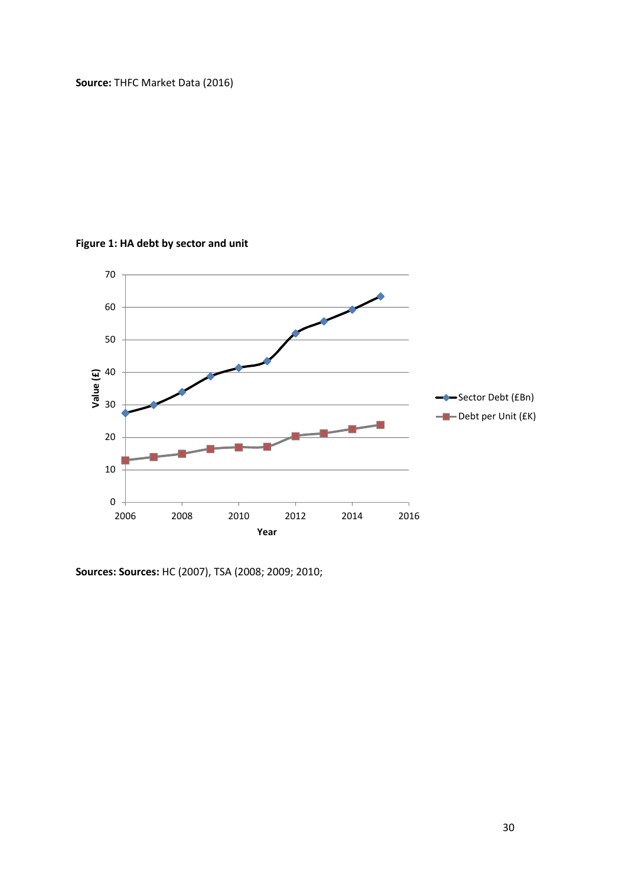**Source:** THFC Market Data (2016)

**Figure 1: HA debt by sector and unit**

70
60
50
40
30
20
10
0

Value (£)

2006
2008
2010
2012
2014
2016

Year

Sector Debt (£Bn)
Debt per Unit (£K)

**Sources: Sources:** HC (2007), TSA (2008; 2009; 2010;